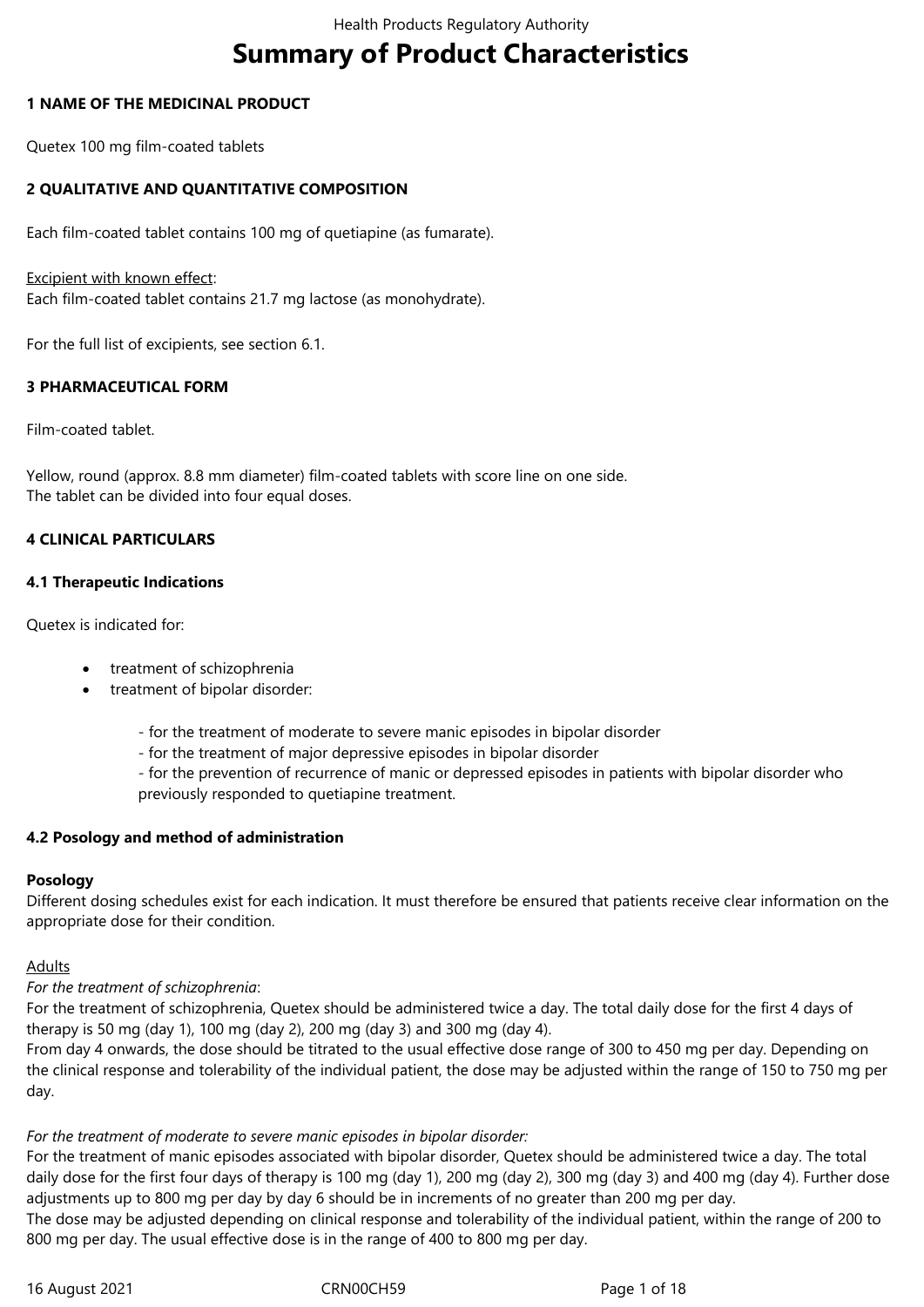# Summary of Product Characteristics

## 1 NAME OF THE MEDICINAL PRODUCT

Quetex 100 mg film-coated tablets

## 2 QUALITATIVE AND QUANTITATIVE COMPOSITION

Each film-coated tablet contains 100 mg of quetiapine (as fumarate).

Excipient with known effect:
Each film-coated tablet contains 21.7 mg lactose (as monohydrate).

For the full list of excipients, see section 6.1.

## 3 PHARMACEUTICAL FORM

Film-coated tablet.

Yellow, round (approx. 8.8 mm diameter) film-coated tablets with score line on one side.
The tablet can be divided into four equal doses.

## 4 CLINICAL PARTICULARS

### 4.1 Therapeutic Indications

Quetex is indicated for:

- treatment of schizophrenia
- treatment of bipolar disorder:
  - for the treatment of moderate to severe manic episodes in bipolar disorder
  - for the treatment of major depressive episodes in bipolar disorder
  - for the prevention of recurrence of manic or depressed episodes in patients with bipolar disorder who previously responded to quetiapine treatment.

### 4.2 Posology and method of administration

**Posology**
Different dosing schedules exist for each indication. It must therefore be ensured that patients receive clear information on the appropriate dose for their condition.

Adults
*For the treatment of schizophrenia*:
For the treatment of schizophrenia, Quetex should be administered twice a day. The total daily dose for the first 4 days of therapy is 50 mg (day 1), 100 mg (day 2), 200 mg (day 3) and 300 mg (day 4).
From day 4 onwards, the dose should be titrated to the usual effective dose range of 300 to 450 mg per day. Depending on the clinical response and tolerability of the individual patient, the dose may be adjusted within the range of 150 to 750 mg per day.

*For the treatment of moderate to severe manic episodes in bipolar disorder:*
For the treatment of manic episodes associated with bipolar disorder, Quetex should be administered twice a day. The total daily dose for the first four days of therapy is 100 mg (day 1), 200 mg (day 2), 300 mg (day 3) and 400 mg (day 4). Further dose adjustments up to 800 mg per day by day 6 should be in increments of no greater than 200 mg per day.
The dose may be adjusted depending on clinical response and tolerability of the individual patient, within the range of 200 to 800 mg per day. The usual effective dose is in the range of 400 to 800 mg per day.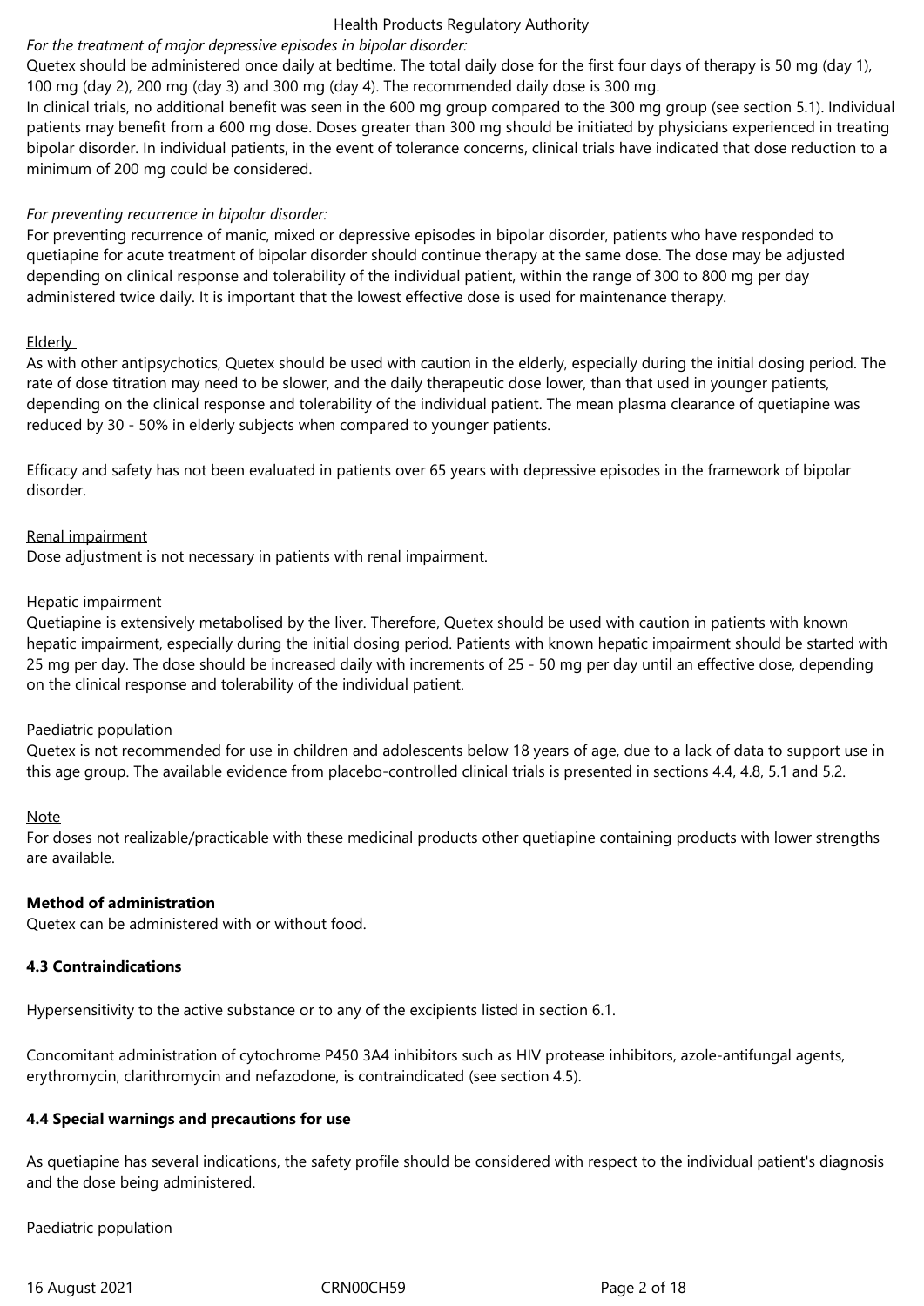*For the treatment of major depressive episodes in bipolar disorder:*

Quetex should be administered once daily at bedtime. The total daily dose for the first four days of therapy is 50 mg (day 1), 100 mg (day 2), 200 mg (day 3) and 300 mg (day 4). The recommended daily dose is 300 mg.

In clinical trials, no additional benefit was seen in the 600 mg group compared to the 300 mg group (see section 5.1). Individual patients may benefit from a 600 mg dose. Doses greater than 300 mg should be initiated by physicians experienced in treating bipolar disorder. In individual patients, in the event of tolerance concerns, clinical trials have indicated that dose reduction to a minimum of 200 mg could be considered.

*For preventing recurrence in bipolar disorder:*

For preventing recurrence of manic, mixed or depressive episodes in bipolar disorder, patients who have responded to quetiapine for acute treatment of bipolar disorder should continue therapy at the same dose. The dose may be adjusted depending on clinical response and tolerability of the individual patient, within the range of 300 to 800 mg per day administered twice daily. It is important that the lowest effective dose is used for maintenance therapy.

<u>Elderly</u>

As with other antipsychotics, Quetex should be used with caution in the elderly, especially during the initial dosing period. The rate of dose titration may need to be slower, and the daily therapeutic dose lower, than that used in younger patients, depending on the clinical response and tolerability of the individual patient. The mean plasma clearance of quetiapine was reduced by 30 - 50% in elderly subjects when compared to younger patients.

Efficacy and safety has not been evaluated in patients over 65 years with depressive episodes in the framework of bipolar disorder.

<u>Renal impairment</u>

Dose adjustment is not necessary in patients with renal impairment.

<u>Hepatic impairment</u>

Quetiapine is extensively metabolised by the liver. Therefore, Quetex should be used with caution in patients with known hepatic impairment, especially during the initial dosing period. Patients with known hepatic impairment should be started with 25 mg per day. The dose should be increased daily with increments of 25 - 50 mg per day until an effective dose, depending on the clinical response and tolerability of the individual patient.

<u>Paediatric population</u>

Quetex is not recommended for use in children and adolescents below 18 years of age, due to a lack of data to support use in this age group. The available evidence from placebo-controlled clinical trials is presented in sections 4.4, 4.8, 5.1 and 5.2.

<u>Note</u>

For doses not realizable/practicable with these medicinal products other quetiapine containing products with lower strengths are available.

**Method of administration**

Quetex can be administered with or without food.

**4.3 Contraindications**

Hypersensitivity to the active substance or to any of the excipients listed in section 6.1.

Concomitant administration of cytochrome P450 3A4 inhibitors such as HIV protease inhibitors, azole-antifungal agents, erythromycin, clarithromycin and nefazodone, is contraindicated (see section 4.5).

**4.4 Special warnings and precautions for use**

As quetiapine has several indications, the safety profile should be considered with respect to the individual patient's diagnosis and the dose being administered.

<u>Paediatric population</u>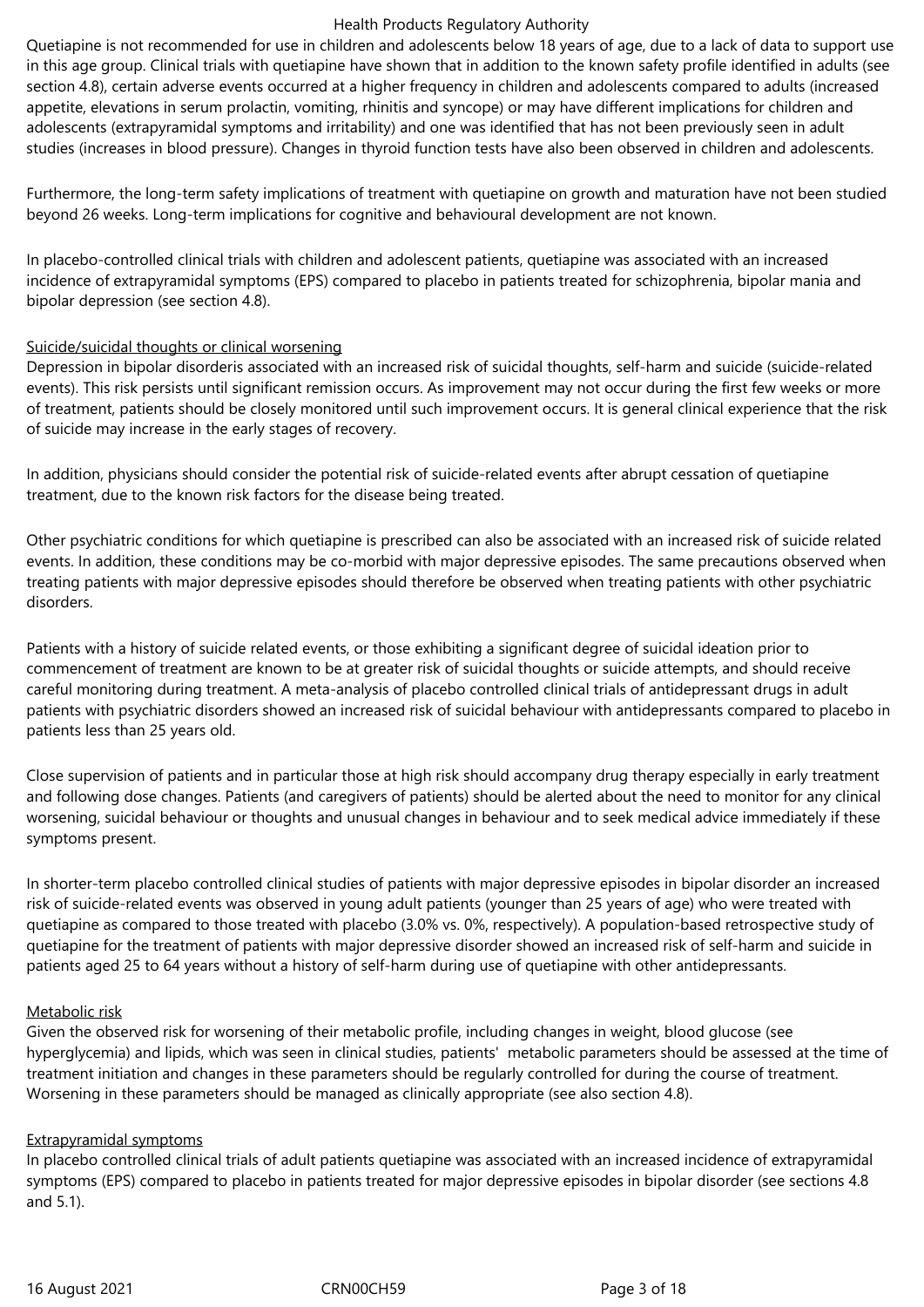Quetiapine is not recommended for use in children and adolescents below 18 years of age, due to a lack of data to support use in this age group. Clinical trials with quetiapine have shown that in addition to the known safety profile identified in adults (see section 4.8), certain adverse events occurred at a higher frequency in children and adolescents compared to adults (increased appetite, elevations in serum prolactin, vomiting, rhinitis and syncope) or may have different implications for children and adolescents (extrapyramidal symptoms and irritability) and one was identified that has not been previously seen in adult studies (increases in blood pressure). Changes in thyroid function tests have also been observed in children and adolescents.

Furthermore, the long-term safety implications of treatment with quetiapine on growth and maturation have not been studied beyond 26 weeks. Long-term implications for cognitive and behavioural development are not known.

In placebo-controlled clinical trials with children and adolescent patients, quetiapine was associated with an increased incidence of extrapyramidal symptoms (EPS) compared to placebo in patients treated for schizophrenia, bipolar mania and bipolar depression (see section 4.8).

Suicide/suicidal thoughts or clinical worsening

Depression in bipolar disorderis associated with an increased risk of suicidal thoughts, self-harm and suicide (suicide-related events). This risk persists until significant remission occurs. As improvement may not occur during the first few weeks or more of treatment, patients should be closely monitored until such improvement occurs. It is general clinical experience that the risk of suicide may increase in the early stages of recovery.

In addition, physicians should consider the potential risk of suicide-related events after abrupt cessation of quetiapine treatment, due to the known risk factors for the disease being treated.

Other psychiatric conditions for which quetiapine is prescribed can also be associated with an increased risk of suicide related events. In addition, these conditions may be co-morbid with major depressive episodes. The same precautions observed when treating patients with major depressive episodes should therefore be observed when treating patients with other psychiatric disorders.

Patients with a history of suicide related events, or those exhibiting a significant degree of suicidal ideation prior to commencement of treatment are known to be at greater risk of suicidal thoughts or suicide attempts, and should receive careful monitoring during treatment. A meta-analysis of placebo controlled clinical trials of antidepressant drugs in adult patients with psychiatric disorders showed an increased risk of suicidal behaviour with antidepressants compared to placebo in patients less than 25 years old.

Close supervision of patients and in particular those at high risk should accompany drug therapy especially in early treatment and following dose changes. Patients (and caregivers of patients) should be alerted about the need to monitor for any clinical worsening, suicidal behaviour or thoughts and unusual changes in behaviour and to seek medical advice immediately if these symptoms present.

In shorter-term placebo controlled clinical studies of patients with major depressive episodes in bipolar disorder an increased risk of suicide-related events was observed in young adult patients (younger than 25 years of age) who were treated with quetiapine as compared to those treated with placebo (3.0% vs. 0%, respectively). A population-based retrospective study of quetiapine for the treatment of patients with major depressive disorder showed an increased risk of self-harm and suicide in patients aged 25 to 64 years without a history of self-harm during use of quetiapine with other antidepressants.

Metabolic risk

Given the observed risk for worsening of their metabolic profile, including changes in weight, blood glucose (see hyperglycemia) and lipids, which was seen in clinical studies, patients' metabolic parameters should be assessed at the time of treatment initiation and changes in these parameters should be regularly controlled for during the course of treatment. Worsening in these parameters should be managed as clinically appropriate (see also section 4.8).

Extrapyramidal symptoms

In placebo controlled clinical trials of adult patients quetiapine was associated with an increased incidence of extrapyramidal symptoms (EPS) compared to placebo in patients treated for major depressive episodes in bipolar disorder (see sections 4.8 and 5.1).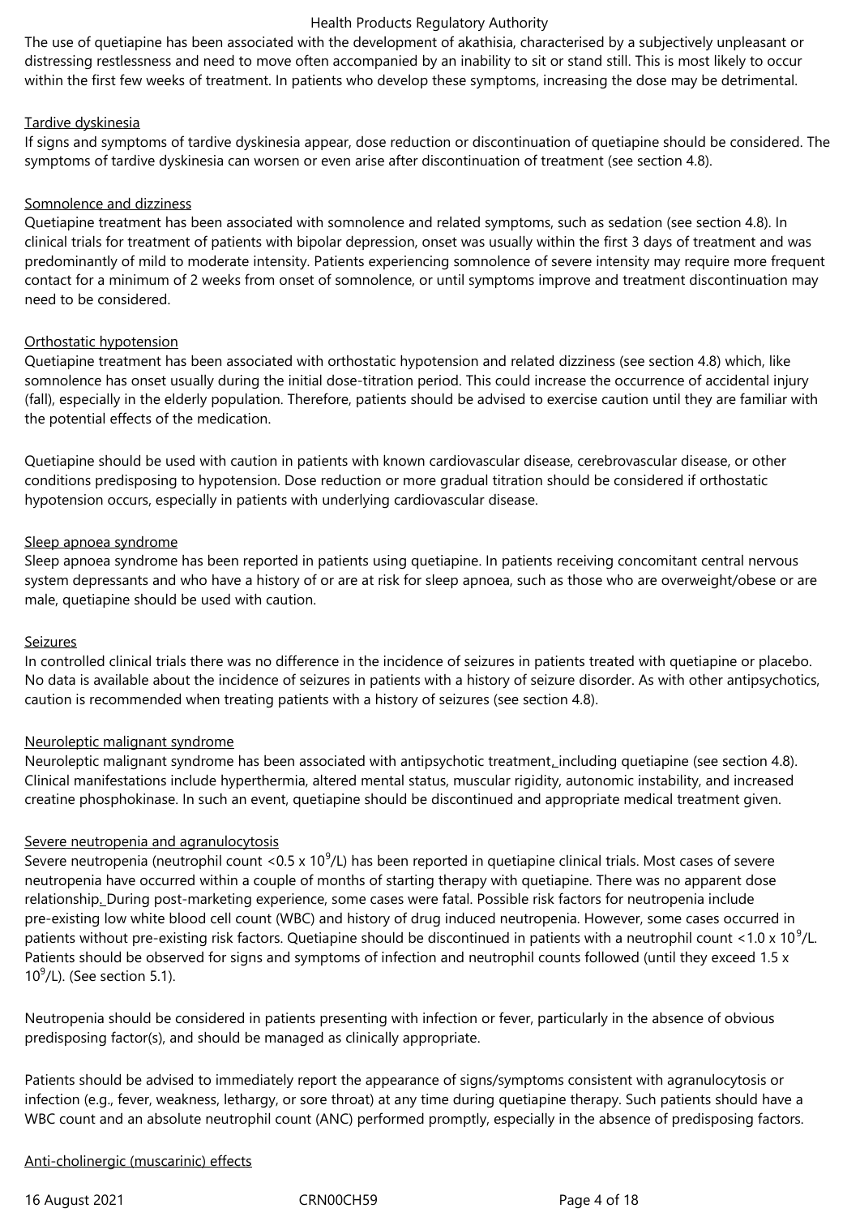The use of quetiapine has been associated with the development of akathisia, characterised by a subjectively unpleasant or distressing restlessness and need to move often accompanied by an inability to sit or stand still. This is most likely to occur within the first few weeks of treatment. In patients who develop these symptoms, increasing the dose may be detrimental.

Tardive dyskinesia

If signs and symptoms of tardive dyskinesia appear, dose reduction or discontinuation of quetiapine should be considered. The symptoms of tardive dyskinesia can worsen or even arise after discontinuation of treatment (see section 4.8).

Somnolence and dizziness

Quetiapine treatment has been associated with somnolence and related symptoms, such as sedation (see section 4.8). In clinical trials for treatment of patients with bipolar depression, onset was usually within the first 3 days of treatment and was predominantly of mild to moderate intensity. Patients experiencing somnolence of severe intensity may require more frequent contact for a minimum of 2 weeks from onset of somnolence, or until symptoms improve and treatment discontinuation may need to be considered.

Orthostatic hypotension

Quetiapine treatment has been associated with orthostatic hypotension and related dizziness (see section 4.8) which, like somnolence has onset usually during the initial dose-titration period. This could increase the occurrence of accidental injury (fall), especially in the elderly population. Therefore, patients should be advised to exercise caution until they are familiar with the potential effects of the medication.

Quetiapine should be used with caution in patients with known cardiovascular disease, cerebrovascular disease, or other conditions predisposing to hypotension. Dose reduction or more gradual titration should be considered if orthostatic hypotension occurs, especially in patients with underlying cardiovascular disease.

Sleep apnoea syndrome

Sleep apnoea syndrome has been reported in patients using quetiapine. In patients receiving concomitant central nervous system depressants and who have a history of or are at risk for sleep apnoea, such as those who are overweight/obese or are male, quetiapine should be used with caution.

Seizures

In controlled clinical trials there was no difference in the incidence of seizures in patients treated with quetiapine or placebo. No data is available about the incidence of seizures in patients with a history of seizure disorder. As with other antipsychotics, caution is recommended when treating patients with a history of seizures (see section 4.8).

Neuroleptic malignant syndrome

Neuroleptic malignant syndrome has been associated with antipsychotic treatment, including quetiapine (see section 4.8). Clinical manifestations include hyperthermia, altered mental status, muscular rigidity, autonomic instability, and increased creatine phosphokinase. In such an event, quetiapine should be discontinued and appropriate medical treatment given.

Severe neutropenia and agranulocytosis

Severe neutropenia (neutrophil count $<0.5 \times 10^9$/L) has been reported in quetiapine clinical trials. Most cases of severe neutropenia have occurred within a couple of months of starting therapy with quetiapine. There was no apparent dose relationship. During post-marketing experience, some cases were fatal. Possible risk factors for neutropenia include pre-existing low white blood cell count (WBC) and history of drug induced neutropenia. However, some cases occurred in patients without pre-existing risk factors. Quetiapine should be discontinued in patients with a neutrophil count $<1.0 \times 10^9$/L. Patients should be observed for signs and symptoms of infection and neutrophil counts followed (until they exceed $1.5 \times 10^9$/L). (See section 5.1).

Neutropenia should be considered in patients presenting with infection or fever, particularly in the absence of obvious predisposing factor(s), and should be managed as clinically appropriate.

Patients should be advised to immediately report the appearance of signs/symptoms consistent with agranulocytosis or infection (e.g., fever, weakness, lethargy, or sore throat) at any time during quetiapine therapy. Such patients should have a WBC count and an absolute neutrophil count (ANC) performed promptly, especially in the absence of predisposing factors.

Anti-cholinergic (muscarinic) effects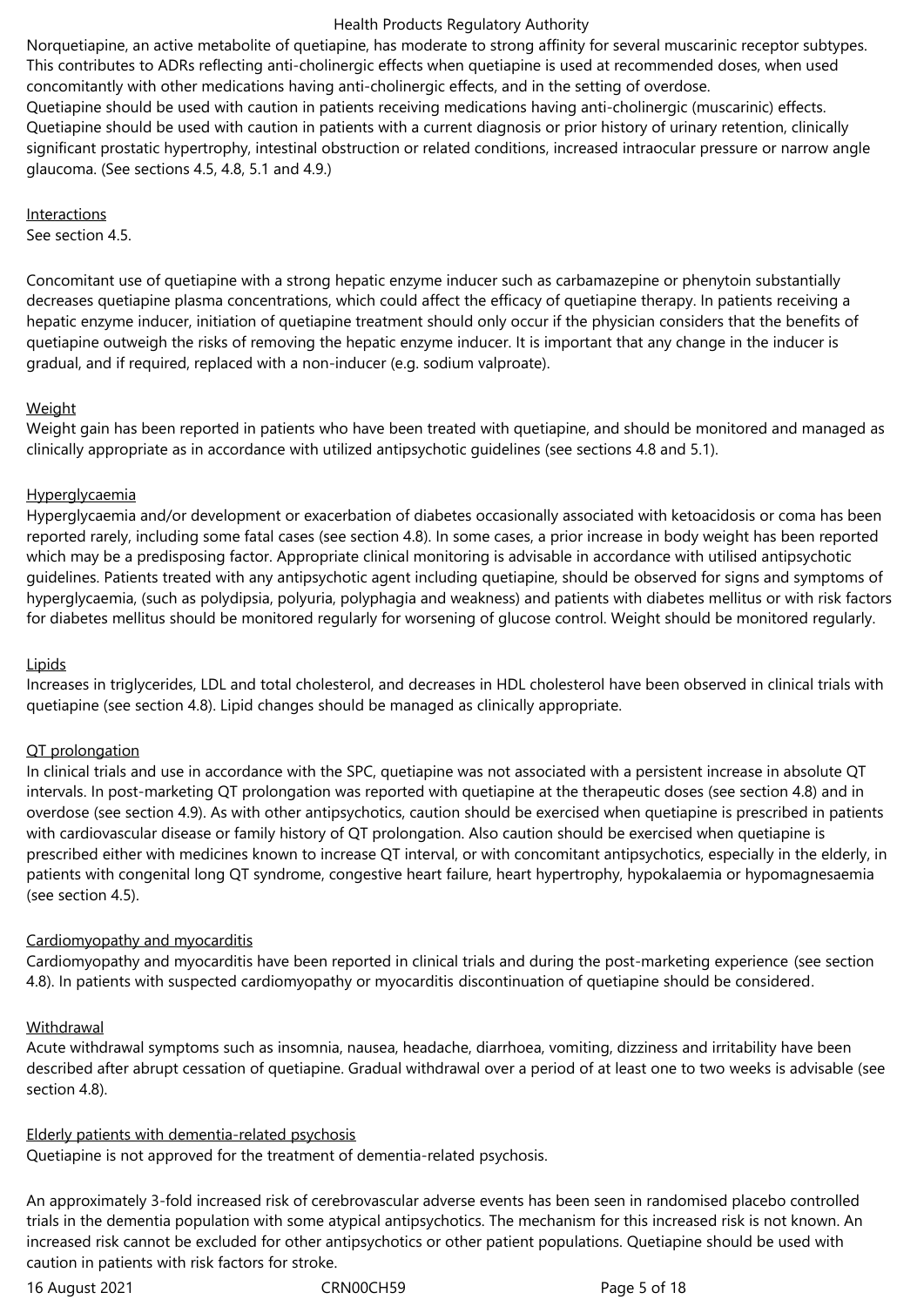Norquetiapine, an active metabolite of quetiapine, has moderate to strong affinity for several muscarinic receptor subtypes. This contributes to ADRs reflecting anti-cholinergic effects when quetiapine is used at recommended doses, when used concomitantly with other medications having anti-cholinergic effects, and in the setting of overdose.
Quetiapine should be used with caution in patients receiving medications having anti-cholinergic (muscarinic) effects. Quetiapine should be used with caution in patients with a current diagnosis or prior history of urinary retention, clinically significant prostatic hypertrophy, intestinal obstruction or related conditions, increased intraocular pressure or narrow angle glaucoma. (See sections 4.5, 4.8, 5.1 and 4.9.)

Interactions
See section 4.5.

Concomitant use of quetiapine with a strong hepatic enzyme inducer such as carbamazepine or phenytoin substantially decreases quetiapine plasma concentrations, which could affect the efficacy of quetiapine therapy. In patients receiving a hepatic enzyme inducer, initiation of quetiapine treatment should only occur if the physician considers that the benefits of quetiapine outweigh the risks of removing the hepatic enzyme inducer. It is important that any change in the inducer is gradual, and if required, replaced with a non-inducer (e.g. sodium valproate).

Weight
Weight gain has been reported in patients who have been treated with quetiapine, and should be monitored and managed as clinically appropriate as in accordance with utilized antipsychotic guidelines (see sections 4.8 and 5.1).

Hyperglycaemia
Hyperglycaemia and/or development or exacerbation of diabetes occasionally associated with ketoacidosis or coma has been reported rarely, including some fatal cases (see section 4.8). In some cases, a prior increase in body weight has been reported which may be a predisposing factor. Appropriate clinical monitoring is advisable in accordance with utilised antipsychotic guidelines. Patients treated with any antipsychotic agent including quetiapine, should be observed for signs and symptoms of hyperglycaemia, (such as polydipsia, polyuria, polyphagia and weakness) and patients with diabetes mellitus or with risk factors for diabetes mellitus should be monitored regularly for worsening of glucose control. Weight should be monitored regularly.

Lipids
Increases in triglycerides, LDL and total cholesterol, and decreases in HDL cholesterol have been observed in clinical trials with quetiapine (see section 4.8). Lipid changes should be managed as clinically appropriate.

QT prolongation
In clinical trials and use in accordance with the SPC, quetiapine was not associated with a persistent increase in absolute QT intervals. In post-marketing QT prolongation was reported with quetiapine at the therapeutic doses (see section 4.8) and in overdose (see section 4.9). As with other antipsychotics, caution should be exercised when quetiapine is prescribed in patients with cardiovascular disease or family history of QT prolongation. Also caution should be exercised when quetiapine is prescribed either with medicines known to increase QT interval, or with concomitant antipsychotics, especially in the elderly, in patients with congenital long QT syndrome, congestive heart failure, heart hypertrophy, hypokalaemia or hypomagnesaemia (see section 4.5).

Cardiomyopathy and myocarditis
Cardiomyopathy and myocarditis have been reported in clinical trials and during the post-marketing experience (see section 4.8). In patients with suspected cardiomyopathy or myocarditis discontinuation of quetiapine should be considered.

Withdrawal
Acute withdrawal symptoms such as insomnia, nausea, headache, diarrhoea, vomiting, dizziness and irritability have been described after abrupt cessation of quetiapine. Gradual withdrawal over a period of at least one to two weeks is advisable (see section 4.8).

Elderly patients with dementia-related psychosis
Quetiapine is not approved for the treatment of dementia-related psychosis.

An approximately 3-fold increased risk of cerebrovascular adverse events has been seen in randomised placebo controlled trials in the dementia population with some atypical antipsychotics. The mechanism for this increased risk is not known. An increased risk cannot be excluded for other antipsychotics or other patient populations. Quetiapine should be used with caution in patients with risk factors for stroke.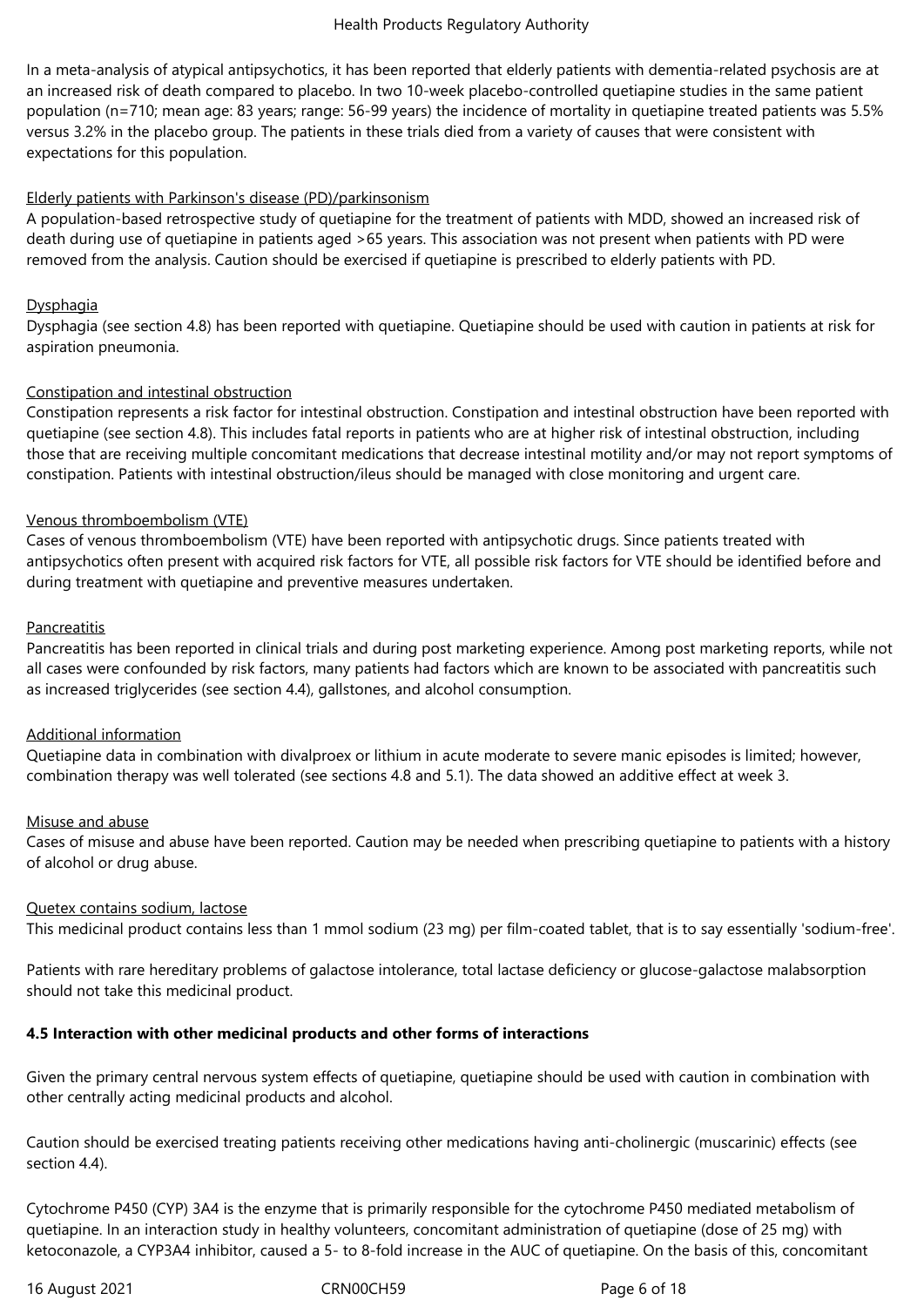In a meta-analysis of atypical antipsychotics, it has been reported that elderly patients with dementia-related psychosis are at an increased risk of death compared to placebo. In two 10-week placebo-controlled quetiapine studies in the same patient population (n=710; mean age: 83 years; range: 56-99 years) the incidence of mortality in quetiapine treated patients was 5.5% versus 3.2% in the placebo group. The patients in these trials died from a variety of causes that were consistent with expectations for this population.

Elderly patients with Parkinson's disease (PD)/parkinsonism

A population-based retrospective study of quetiapine for the treatment of patients with MDD, showed an increased risk of death during use of quetiapine in patients aged >65 years. This association was not present when patients with PD were removed from the analysis. Caution should be exercised if quetiapine is prescribed to elderly patients with PD.

Dysphagia

Dysphagia (see section 4.8) has been reported with quetiapine. Quetiapine should be used with caution in patients at risk for aspiration pneumonia.

Constipation and intestinal obstruction

Constipation represents a risk factor for intestinal obstruction. Constipation and intestinal obstruction have been reported with quetiapine (see section 4.8). This includes fatal reports in patients who are at higher risk of intestinal obstruction, including those that are receiving multiple concomitant medications that decrease intestinal motility and/or may not report symptoms of constipation. Patients with intestinal obstruction/ileus should be managed with close monitoring and urgent care.

Venous thromboembolism (VTE)

Cases of venous thromboembolism (VTE) have been reported with antipsychotic drugs. Since patients treated with antipsychotics often present with acquired risk factors for VTE, all possible risk factors for VTE should be identified before and during treatment with quetiapine and preventive measures undertaken.

Pancreatitis

Pancreatitis has been reported in clinical trials and during post marketing experience. Among post marketing reports, while not all cases were confounded by risk factors, many patients had factors which are known to be associated with pancreatitis such as increased triglycerides (see section 4.4), gallstones, and alcohol consumption.

Additional information

Quetiapine data in combination with divalproex or lithium in acute moderate to severe manic episodes is limited; however, combination therapy was well tolerated (see sections 4.8 and 5.1). The data showed an additive effect at week 3.

Misuse and abuse

Cases of misuse and abuse have been reported. Caution may be needed when prescribing quetiapine to patients with a history of alcohol or drug abuse.

Quetex contains sodium, lactose

This medicinal product contains less than 1 mmol sodium (23 mg) per film-coated tablet, that is to say essentially 'sodium-free'.

Patients with rare hereditary problems of galactose intolerance, total lactase deficiency or glucose-galactose malabsorption should not take this medicinal product.

**4.5 Interaction with other medicinal products and other forms of interactions**

Given the primary central nervous system effects of quetiapine, quetiapine should be used with caution in combination with other centrally acting medicinal products and alcohol.

Caution should be exercised treating patients receiving other medications having anti-cholinergic (muscarinic) effects (see section 4.4).

Cytochrome P450 (CYP) 3A4 is the enzyme that is primarily responsible for the cytochrome P450 mediated metabolism of quetiapine. In an interaction study in healthy volunteers, concomitant administration of quetiapine (dose of 25 mg) with ketoconazole, a CYP3A4 inhibitor, caused a 5- to 8-fold increase in the AUC of quetiapine. On the basis of this, concomitant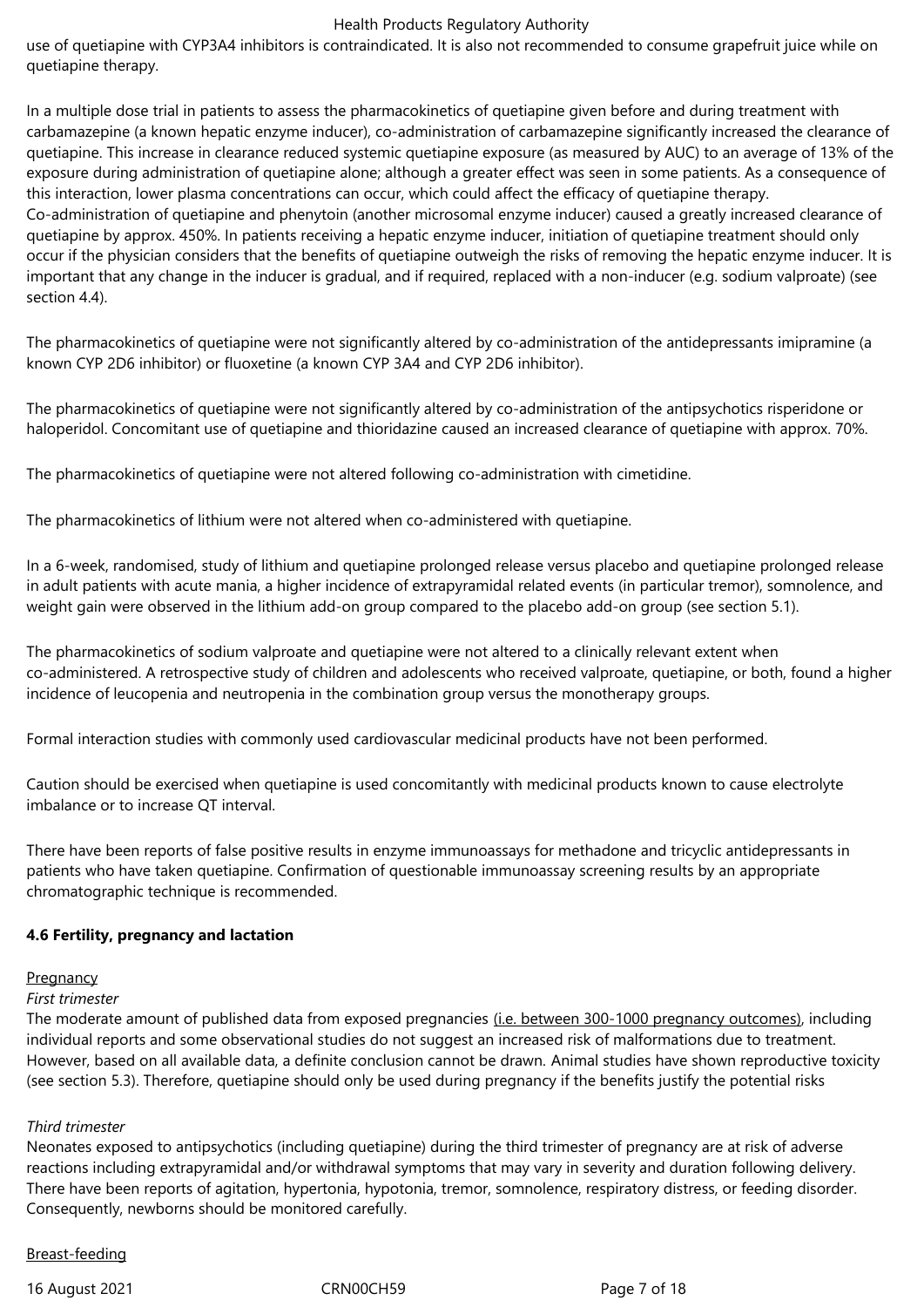use of quetiapine with CYP3A4 inhibitors is contraindicated. It is also not recommended to consume grapefruit juice while on quetiapine therapy.

In a multiple dose trial in patients to assess the pharmacokinetics of quetiapine given before and during treatment with carbamazepine (a known hepatic enzyme inducer), co-administration of carbamazepine significantly increased the clearance of quetiapine. This increase in clearance reduced systemic quetiapine exposure (as measured by AUC) to an average of 13% of the exposure during administration of quetiapine alone; although a greater effect was seen in some patients. As a consequence of this interaction, lower plasma concentrations can occur, which could affect the efficacy of quetiapine therapy. Co-administration of quetiapine and phenytoin (another microsomal enzyme inducer) caused a greatly increased clearance of quetiapine by approx. 450%. In patients receiving a hepatic enzyme inducer, initiation of quetiapine treatment should only occur if the physician considers that the benefits of quetiapine outweigh the risks of removing the hepatic enzyme inducer. It is important that any change in the inducer is gradual, and if required, replaced with a non-inducer (e.g. sodium valproate) (see section 4.4).

The pharmacokinetics of quetiapine were not significantly altered by co-administration of the antidepressants imipramine (a known CYP 2D6 inhibitor) or fluoxetine (a known CYP 3A4 and CYP 2D6 inhibitor).

The pharmacokinetics of quetiapine were not significantly altered by co-administration of the antipsychotics risperidone or haloperidol. Concomitant use of quetiapine and thioridazine caused an increased clearance of quetiapine with approx. 70%.

The pharmacokinetics of quetiapine were not altered following co-administration with cimetidine.

The pharmacokinetics of lithium were not altered when co-administered with quetiapine.

In a 6-week, randomised, study of lithium and quetiapine prolonged release versus placebo and quetiapine prolonged release in adult patients with acute mania, a higher incidence of extrapyramidal related events (in particular tremor), somnolence, and weight gain were observed in the lithium add-on group compared to the placebo add-on group (see section 5.1).

The pharmacokinetics of sodium valproate and quetiapine were not altered to a clinically relevant extent when co-administered. A retrospective study of children and adolescents who received valproate, quetiapine, or both, found a higher incidence of leucopenia and neutropenia in the combination group versus the monotherapy groups.

Formal interaction studies with commonly used cardiovascular medicinal products have not been performed.

Caution should be exercised when quetiapine is used concomitantly with medicinal products known to cause electrolyte imbalance or to increase QT interval.

There have been reports of false positive results in enzyme immunoassays for methadone and tricyclic antidepressants in patients who have taken quetiapine. Confirmation of questionable immunoassay screening results by an appropriate chromatographic technique is recommended.

**4.6 Fertility, pregnancy and lactation**

Pregnancy

*First trimester*

The moderate amount of published data from exposed pregnancies (i.e. between 300-1000 pregnancy outcomes), including individual reports and some observational studies do not suggest an increased risk of malformations due to treatment. However, based on all available data, a definite conclusion cannot be drawn. Animal studies have shown reproductive toxicity (see section 5.3). Therefore, quetiapine should only be used during pregnancy if the benefits justify the potential risks

*Third trimester*

Neonates exposed to antipsychotics (including quetiapine) during the third trimester of pregnancy are at risk of adverse reactions including extrapyramidal and/or withdrawal symptoms that may vary in severity and duration following delivery. There have been reports of agitation, hypertonia, hypotonia, tremor, somnolence, respiratory distress, or feeding disorder. Consequently, newborns should be monitored carefully.

Breast-feeding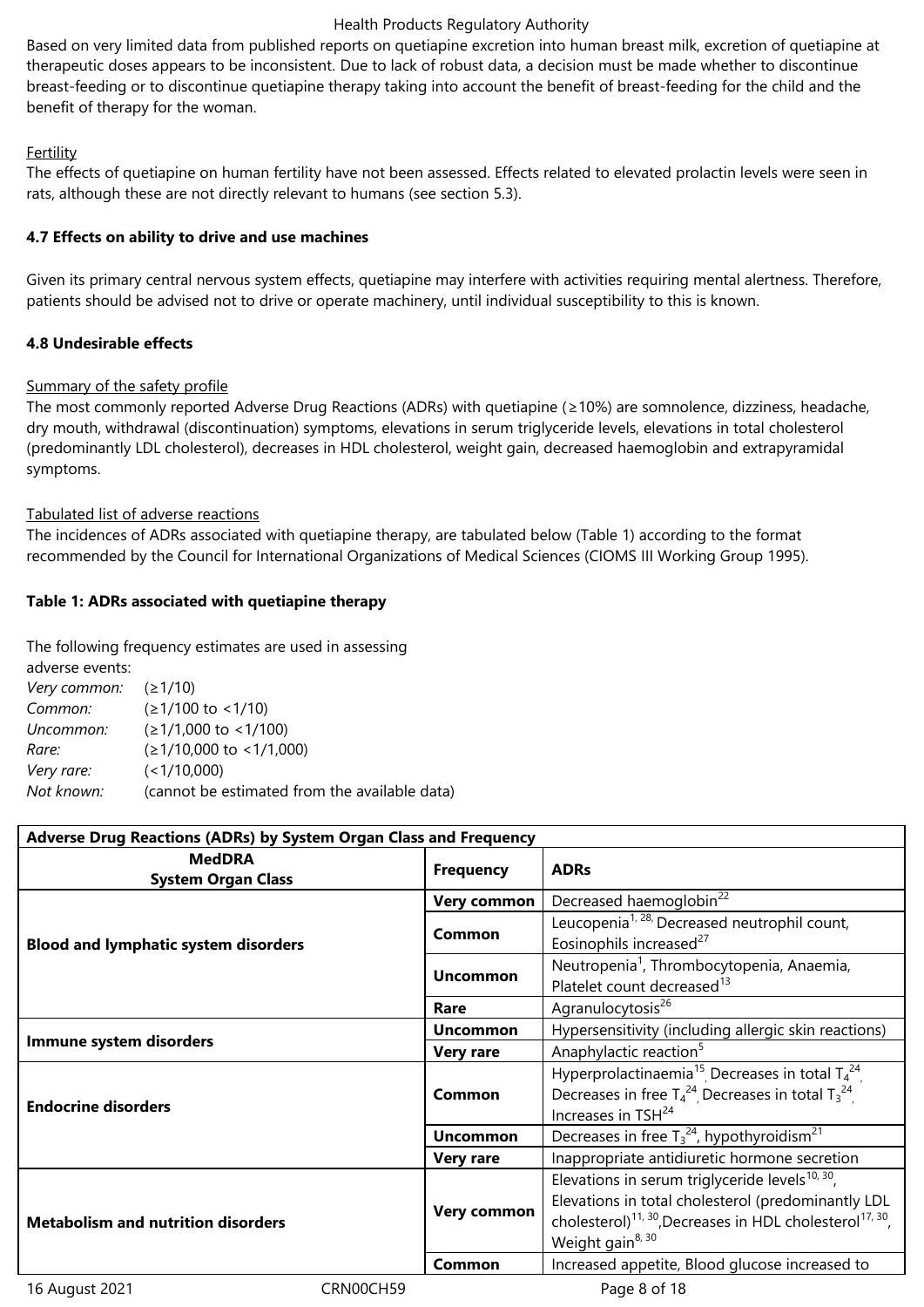Based on very limited data from published reports on quetiapine excretion into human breast milk, excretion of quetiapine at therapeutic doses appears to be inconsistent. Due to lack of robust data, a decision must be made whether to discontinue breast-feeding or to discontinue quetiapine therapy taking into account the benefit of breast-feeding for the child and the benefit of therapy for the woman.

Fertility

The effects of quetiapine on human fertility have not been assessed. Effects related to elevated prolactin levels were seen in rats, although these are not directly relevant to humans (see section 5.3).

### 4.7 Effects on ability to drive and use machines

Given its primary central nervous system effects, quetiapine may interfere with activities requiring mental alertness. Therefore, patients should be advised not to drive or operate machinery, until individual susceptibility to this is known.

### 4.8 Undesirable effects

Summary of the safety profile

The most commonly reported Adverse Drug Reactions (ADRs) with quetiapine (≥10%) are somnolence, dizziness, headache, dry mouth, withdrawal (discontinuation) symptoms, elevations in serum triglyceride levels, elevations in total cholesterol (predominantly LDL cholesterol), decreases in HDL cholesterol, weight gain, decreased haemoglobin and extrapyramidal symptoms.

Tabulated list of adverse reactions

The incidences of ADRs associated with quetiapine therapy, are tabulated below (Table 1) according to the format recommended by the Council for International Organizations of Medical Sciences (CIOMS III Working Group 1995).

**Table 1: ADRs associated with quetiapine therapy**

The following frequency estimates are used in assessing adverse events:

*Very common:* (≥1/10)
*Common:* (≥1/100 to <1/10)
*Uncommon:* (≥1/1,000 to <1/100)
*Rare:* (≥1/10,000 to <1/1,000)
*Very rare:* (<1/10,000)
*Not known:* (cannot be estimated from the available data)

| **Adverse Drug Reactions (ADRs) by System Organ Class and Frequency** | | |
|---|---|---|
| **MedDRA System Organ Class** | **Frequency** | **ADRs** |
| **Blood and lymphatic system disorders** | **Very common** | Decreased haemoglobin[22] |
| | **Common** | Leucopenia[1, 28,] Decreased neutrophil count, Eosinophils increased[27] |
| | **Uncommon** | Neutropenia[1], Thrombocytopenia, Anaemia, Platelet count decreased[13] |
| | **Rare** | Agranulocytosis[26] |
| **Immune system disorders** | **Uncommon** | Hypersensitivity (including allergic skin reactions) |
| | **Very rare** | Anaphylactic reaction[5] |
| **Endocrine disorders** | **Common** | Hyperprolactinaemia[15], Decreases in total $T_4$[24], Decreases in free $T_4$[24], Decreases in total $T_3$[24], Increases in TSH[24] |
| | **Uncommon** | Decreases in free $T_3$[24], hypothyroidism[21] |
| | **Very rare** | Inappropriate antidiuretic hormone secretion |
| **Metabolism and nutrition disorders** | **Very common** | Elevations in serum triglyceride levels[10, 30], Elevations in total cholesterol (predominantly LDL cholesterol)[11, 30], Decreases in HDL cholesterol[17, 30], Weight gain[8, 30] |
| | **Common** | Increased appetite, Blood glucose increased to |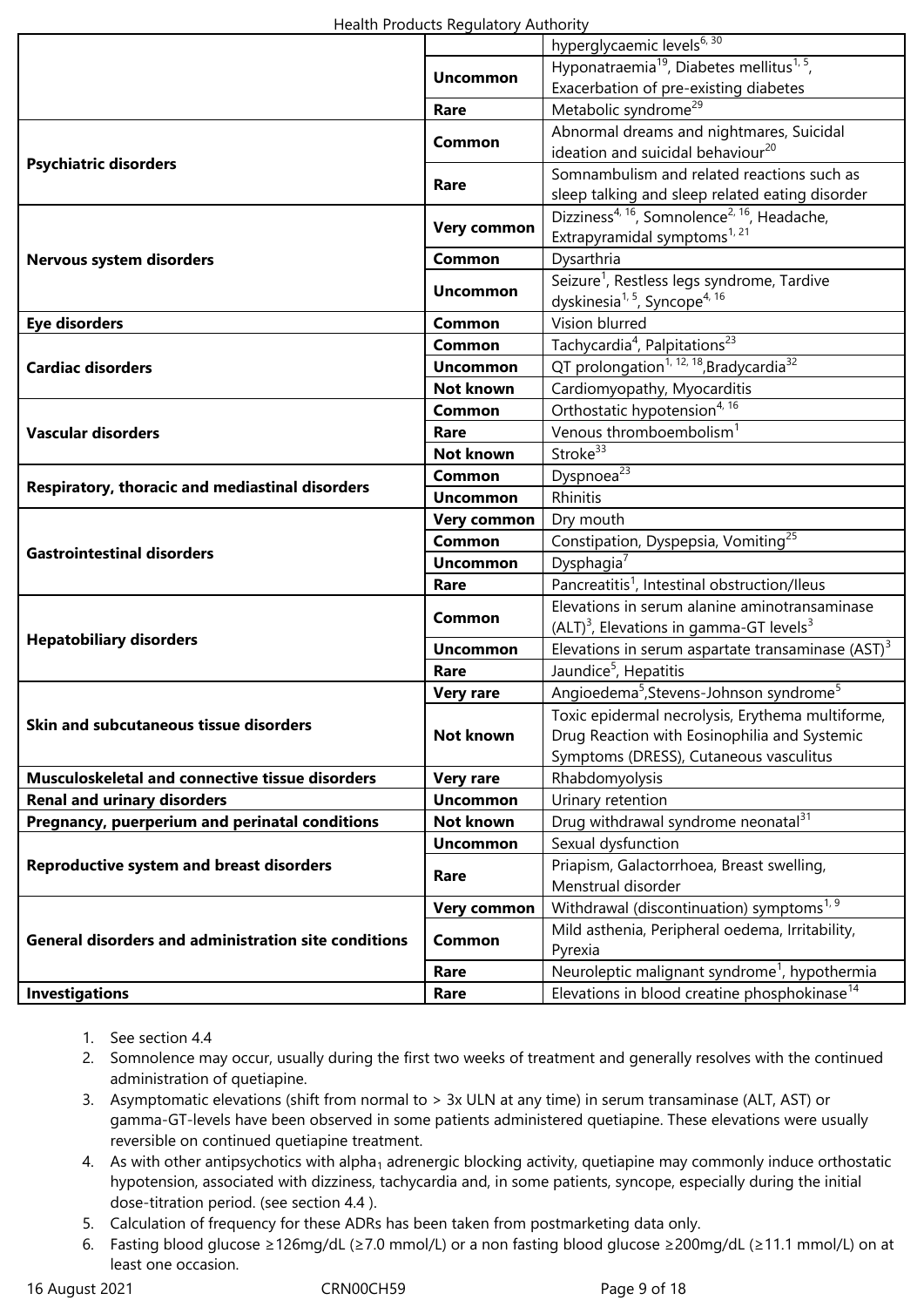| | | |
|---|---|---|
| | | hyperglycaemic levels[6, 30] |
| | **Uncommon** | Hyponatraemia[19], Diabetes mellitus[1, 5], Exacerbation of pre-existing diabetes |
| | **Rare** | Metabolic syndrome[29] |
| **Psychiatric disorders** | **Common** | Abnormal dreams and nightmares, Suicidal ideation and suicidal behaviour[20] |
| | **Rare** | Somnambulism and related reactions such as sleep talking and sleep related eating disorder |
| **Nervous system disorders** | **Very common** | Dizziness[4, 16], Somnolence[2, 16], Headache, Extrapyramidal symptoms[1, 21] |
| | **Common** | Dysarthria |
| | **Uncommon** | Seizure[1], Restless legs syndrome, Tardive dyskinesia[1, 5], Syncope[4, 16] |
| **Eye disorders** | **Common** | Vision blurred |
| **Cardiac disorders** | **Common** | Tachycardia[4], Palpitations[23] |
| | **Uncommon** | QT prolongation[1, 12, 18],Bradycardia[32] |
| | **Not known** | Cardiomyopathy, Myocarditis |
| **Vascular disorders** | **Common** | Orthostatic hypotension[4, 16] |
| | **Rare** | Venous thromboembolism[1] |
| | **Not known** | Stroke[33] |
| **Respiratory, thoracic and mediastinal disorders** | **Common** | Dyspnoea[23] |
| | **Uncommon** | Rhinitis |
| **Gastrointestinal disorders** | **Very common** | Dry mouth |
| | **Common** | Constipation, Dyspepsia, Vomiting[25] |
| | **Uncommon** | Dysphagia[7] |
| | **Rare** | Pancreatitis[1], Intestinal obstruction/Ileus |
| **Hepatobiliary disorders** | **Common** | Elevations in serum alanine aminotransaminase (ALT)[3], Elevations in gamma-GT levels[3] |
| | **Uncommon** | Elevations in serum aspartate transaminase (AST)[3] |
| | **Rare** | Jaundice[5], Hepatitis |
| **Skin and subcutaneous tissue disorders** | **Very rare** | Angioedema[5],Stevens-Johnson syndrome[5] |
| | **Not known** | Toxic epidermal necrolysis, Erythema multiforme, Drug Reaction with Eosinophilia and Systemic Symptoms (DRESS), Cutaneous vasculitus |
| **Musculoskeletal and connective tissue disorders** | **Very rare** | Rhabdomyolysis |
| **Renal and urinary disorders** | **Uncommon** | Urinary retention |
| **Pregnancy, puerperium and perinatal conditions** | **Not known** | Drug withdrawal syndrome neonatal[31] |
| **Reproductive system and breast disorders** | **Uncommon** | Sexual dysfunction |
| | **Rare** | Priapism, Galactorrhoea, Breast swelling, Menstrual disorder |
| **General disorders and administration site conditions** | **Very common** | Withdrawal (discontinuation) symptoms[1, 9] |
| | **Common** | Mild asthenia, Peripheral oedema, Irritability, Pyrexia |
| | **Rare** | Neuroleptic malignant syndrome[1], hypothermia |
| **Investigations** | **Rare** | Elevations in blood creatine phosphokinase[14] |

1. See section 4.4
2. Somnolence may occur, usually during the first two weeks of treatment and generally resolves with the continued administration of quetiapine.
3. Asymptomatic elevations (shift from normal to > 3x ULN at any time) in serum transaminase (ALT, AST) or gamma-GT-levels have been observed in some patients administered quetiapine. These elevations were usually reversible on continued quetiapine treatment.
4. As with other antipsychotics with alpha$_1$ adrenergic blocking activity, quetiapine may commonly induce orthostatic hypotension, associated with dizziness, tachycardia and, in some patients, syncope, especially during the initial dose-titration period. (see section 4.4 ).
5. Calculation of frequency for these ADRs has been taken from postmarketing data only.
6. Fasting blood glucose ≥126mg/dL (≥7.0 mmol/L) or a non fasting blood glucose ≥200mg/dL (≥11.1 mmol/L) on at least one occasion.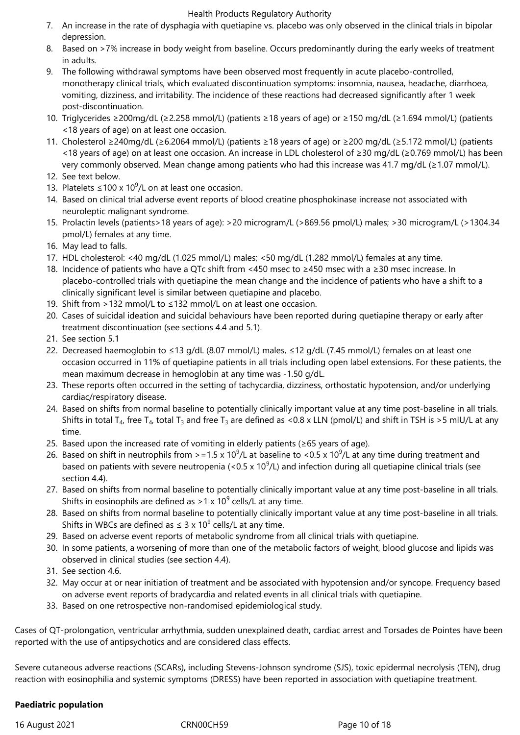7. An increase in the rate of dysphagia with quetiapine vs. placebo was only observed in the clinical trials in bipolar depression.
8. Based on >7% increase in body weight from baseline. Occurs predominantly during the early weeks of treatment in adults.
9. The following withdrawal symptoms have been observed most frequently in acute placebo-controlled, monotherapy clinical trials, which evaluated discontinuation symptoms: insomnia, nausea, headache, diarrhoea, vomiting, dizziness, and irritability. The incidence of these reactions had decreased significantly after 1 week post-discontinuation.
10. Triglycerides ≥200mg/dL (≥2.258 mmol/L) (patients ≥18 years of age) or ≥150 mg/dL (≥1.694 mmol/L) (patients <18 years of age) on at least one occasion.
11. Cholesterol ≥240mg/dL (≥6.2064 mmol/L) (patients ≥18 years of age) or ≥200 mg/dL (≥5.172 mmol/L) (patients <18 years of age) on at least one occasion. An increase in LDL cholesterol of ≥30 mg/dL (≥0.769 mmol/L) has been very commonly observed. Mean change among patients who had this increase was 41.7 mg/dL (≥1.07 mmol/L).
12. See text below.
13. Platelets ≤100 x $10^9$/L on at least one occasion.
14. Based on clinical trial adverse event reports of blood creatine phosphokinase increase not associated with neuroleptic malignant syndrome.
15. Prolactin levels (patients>18 years of age): >20 microgram/L (>869.56 pmol/L) males; >30 microgram/L (>1304.34 pmol/L) females at any time.
16. May lead to falls.
17. HDL cholesterol: <40 mg/dL (1.025 mmol/L) males; <50 mg/dL (1.282 mmol/L) females at any time.
18. Incidence of patients who have a QTc shift from <450 msec to ≥450 msec with a ≥30 msec increase. In placebo-controlled trials with quetiapine the mean change and the incidence of patients who have a shift to a clinically significant level is similar between quetiapine and placebo.
19. Shift from >132 mmol/L to ≤132 mmol/L on at least one occasion.
20. Cases of suicidal ideation and suicidal behaviours have been reported during quetiapine therapy or early after treatment discontinuation (see sections 4.4 and 5.1).
21. See section 5.1
22. Decreased haemoglobin to ≤13 g/dL (8.07 mmol/L) males, ≤12 g/dL (7.45 mmol/L) females on at least one occasion occurred in 11% of quetiapine patients in all trials including open label extensions. For these patients, the mean maximum decrease in hemoglobin at any time was -1.50 g/dL.
23. These reports often occurred in the setting of tachycardia, dizziness, orthostatic hypotension, and/or underlying cardiac/respiratory disease.
24. Based on shifts from normal baseline to potentially clinically important value at any time post-baseline in all trials. Shifts in total $T_4$, free $T_4$, total $T_3$ and free $T_3$ are defined as <0.8 x LLN (pmol/L) and shift in TSH is >5 mIU/L at any time.
25. Based upon the increased rate of vomiting in elderly patients (≥65 years of age).
26. Based on shift in neutrophils from >=1.5 x $10^9$/L at baseline to <0.5 x $10^9$/L at any time during treatment and based on patients with severe neutropenia (<0.5 x $10^9$/L) and infection during all quetiapine clinical trials (see section 4.4).
27. Based on shifts from normal baseline to potentially clinically important value at any time post-baseline in all trials. Shifts in eosinophils are defined as >1 x $10^9$ cells/L at any time.
28. Based on shifts from normal baseline to potentially clinically important value at any time post-baseline in all trials. Shifts in WBCs are defined as ≤ 3 x $10^9$ cells/L at any time.
29. Based on adverse event reports of metabolic syndrome from all clinical trials with quetiapine.
30. In some patients, a worsening of more than one of the metabolic factors of weight, blood glucose and lipids was observed in clinical studies (see section 4.4).
31. See section 4.6.
32. May occur at or near initiation of treatment and be associated with hypotension and/or syncope. Frequency based on adverse event reports of bradycardia and related events in all clinical trials with quetiapine.
33. Based on one retrospective non-randomised epidemiological study.

Cases of QT-prolongation, ventricular arrhythmia, sudden unexplained death, cardiac arrest and Torsades de Pointes have been reported with the use of antipsychotics and are considered class effects.

Severe cutaneous adverse reactions (SCARs), including Stevens-Johnson syndrome (SJS), toxic epidermal necrolysis (TEN), drug reaction with eosinophilia and systemic symptoms (DRESS) have been reported in association with quetiapine treatment.

**Paediatric population**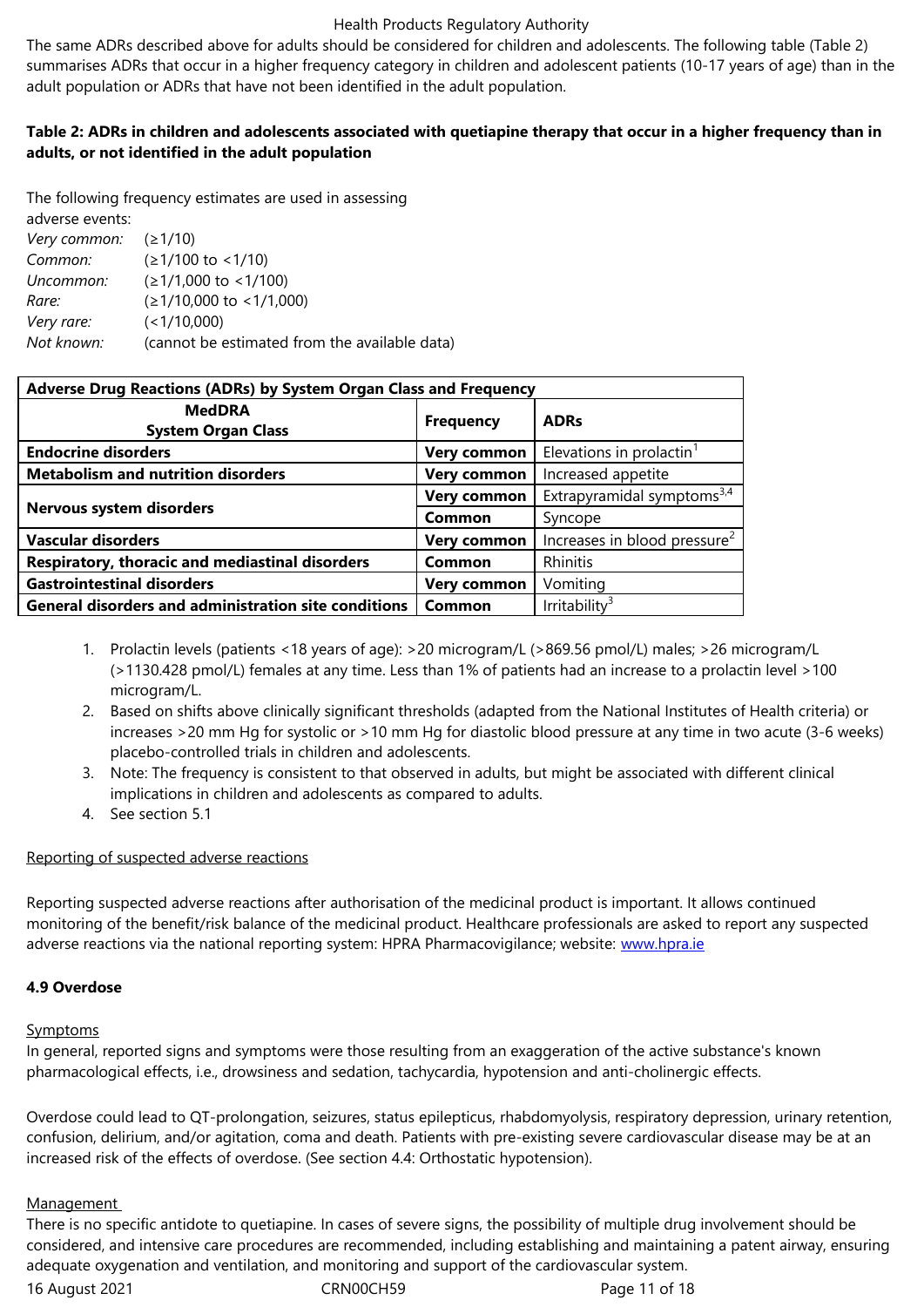The same ADRs described above for adults should be considered for children and adolescents. The following table (Table 2) summarises ADRs that occur in a higher frequency category in children and adolescent patients (10-17 years of age) than in the adult population or ADRs that have not been identified in the adult population.

**Table 2: ADRs in children and adolescents associated with quetiapine therapy that occur in a higher frequency than in adults, or not identified in the adult population**

The following frequency estimates are used in assessing adverse events:

*Very common:* (≥1/10)
*Common:* (≥1/100 to <1/10)
*Uncommon:* (≥1/1,000 to <1/100)
*Rare:* (≥1/10,000 to <1/1,000)
*Very rare:* (<1/10,000)
*Not known:* (cannot be estimated from the available data)

| Adverse Drug Reactions (ADRs) by System Organ Class and Frequency | | |
|---|---|---|
| **MedDRA System Organ Class** | **Frequency** | **ADRs** |
| **Endocrine disorders** | **Very common** | Elevations in prolactin[1] |
| **Metabolism and nutrition disorders** | **Very common** | Increased appetite |
| **Nervous system disorders** | **Very common** | Extrapyramidal symptoms[3,4] |
| | **Common** | Syncope |
| **Vascular disorders** | **Very common** | Increases in blood pressure[2] |
| **Respiratory, thoracic and mediastinal disorders** | **Common** | Rhinitis |
| **Gastrointestinal disorders** | **Very common** | Vomiting |
| **General disorders and administration site conditions** | **Common** | Irritability[3] |

1. Prolactin levels (patients <18 years of age): >20 microgram/L (>869.56 pmol/L) males; >26 microgram/L (>1130.428 pmol/L) females at any time. Less than 1% of patients had an increase to a prolactin level >100 microgram/L.
2. Based on shifts above clinically significant thresholds (adapted from the National Institutes of Health criteria) or increases >20 mm Hg for systolic or >10 mm Hg for diastolic blood pressure at any time in two acute (3-6 weeks) placebo-controlled trials in children and adolescents.
3. Note: The frequency is consistent to that observed in adults, but might be associated with different clinical implications in children and adolescents as compared to adults.
4. See section 5.1

Reporting of suspected adverse reactions

Reporting suspected adverse reactions after authorisation of the medicinal product is important. It allows continued monitoring of the benefit/risk balance of the medicinal product. Healthcare professionals are asked to report any suspected adverse reactions via the national reporting system: HPRA Pharmacovigilance; website: www.hpra.ie

**4.9 Overdose**

Symptoms

In general, reported signs and symptoms were those resulting from an exaggeration of the active substance's known pharmacological effects, i.e., drowsiness and sedation, tachycardia, hypotension and anti-cholinergic effects.

Overdose could lead to QT-prolongation, seizures, status epilepticus, rhabdomyolysis, respiratory depression, urinary retention, confusion, delirium, and/or agitation, coma and death. Patients with pre-existing severe cardiovascular disease may be at an increased risk of the effects of overdose. (See section 4.4: Orthostatic hypotension).

Management

There is no specific antidote to quetiapine. In cases of severe signs, the possibility of multiple drug involvement should be considered, and intensive care procedures are recommended, including establishing and maintaining a patent airway, ensuring adequate oxygenation and ventilation, and monitoring and support of the cardiovascular system.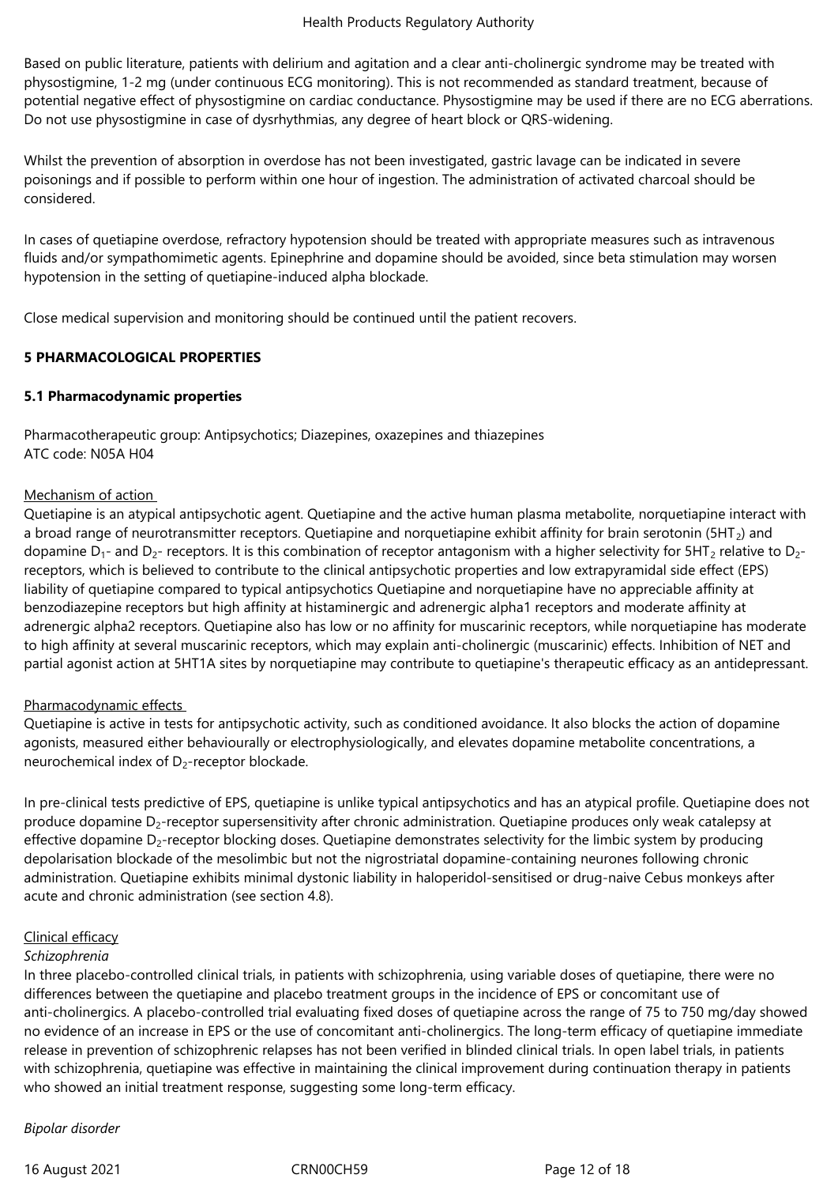Based on public literature, patients with delirium and agitation and a clear anti-cholinergic syndrome may be treated with physostigmine, 1-2 mg (under continuous ECG monitoring). This is not recommended as standard treatment, because of potential negative effect of physostigmine on cardiac conductance. Physostigmine may be used if there are no ECG aberrations. Do not use physostigmine in case of dysrhythmias, any degree of heart block or QRS-widening.

Whilst the prevention of absorption in overdose has not been investigated, gastric lavage can be indicated in severe poisonings and if possible to perform within one hour of ingestion. The administration of activated charcoal should be considered.

In cases of quetiapine overdose, refractory hypotension should be treated with appropriate measures such as intravenous fluids and/or sympathomimetic agents. Epinephrine and dopamine should be avoided, since beta stimulation may worsen hypotension in the setting of quetiapine-induced alpha blockade.

Close medical supervision and monitoring should be continued until the patient recovers.

## 5 PHARMACOLOGICAL PROPERTIES

### 5.1 Pharmacodynamic properties

Pharmacotherapeutic group: Antipsychotics; Diazepines, oxazepines and thiazepines
ATC code: N05A H04

Mechanism of action

Quetiapine is an atypical antipsychotic agent. Quetiapine and the active human plasma metabolite, norquetiapine interact with a broad range of neurotransmitter receptors. Quetiapine and norquetiapine exhibit affinity for brain serotonin ($5HT_2$) and dopamine $D_1$- and $D_2$- receptors. It is this combination of receptor antagonism with a higher selectivity for $5HT_2$ relative to $D_2$-receptors, which is believed to contribute to the clinical antipsychotic properties and low extrapyramidal side effect (EPS) liability of quetiapine compared to typical antipsychotics Quetiapine and norquetiapine have no appreciable affinity at benzodiazepine receptors but high affinity at histaminergic and adrenergic alpha1 receptors and moderate affinity at adrenergic alpha2 receptors. Quetiapine also has low or no affinity for muscarinic receptors, while norquetiapine has moderate to high affinity at several muscarinic receptors, which may explain anti-cholinergic (muscarinic) effects. Inhibition of NET and partial agonist action at 5HT1A sites by norquetiapine may contribute to quetiapine's therapeutic efficacy as an antidepressant.

Pharmacodynamic effects

Quetiapine is active in tests for antipsychotic activity, such as conditioned avoidance. It also blocks the action of dopamine agonists, measured either behaviourally or electrophysiologically, and elevates dopamine metabolite concentrations, a neurochemical index of $D_2$-receptor blockade.

In pre-clinical tests predictive of EPS, quetiapine is unlike typical antipsychotics and has an atypical profile. Quetiapine does not produce dopamine $D_2$-receptor supersensitivity after chronic administration. Quetiapine produces only weak catalepsy at effective dopamine $D_2$-receptor blocking doses. Quetiapine demonstrates selectivity for the limbic system by producing depolarisation blockade of the mesolimbic but not the nigrostriatal dopamine-containing neurones following chronic administration. Quetiapine exhibits minimal dystonic liability in haloperidol-sensitised or drug-naive Cebus monkeys after acute and chronic administration (see section 4.8).

Clinical efficacy

*Schizophrenia*

In three placebo-controlled clinical trials, in patients with schizophrenia, using variable doses of quetiapine, there were no differences between the quetiapine and placebo treatment groups in the incidence of EPS or concomitant use of anti-cholinergics. A placebo-controlled trial evaluating fixed doses of quetiapine across the range of 75 to 750 mg/day showed no evidence of an increase in EPS or the use of concomitant anti-cholinergics. The long-term efficacy of quetiapine immediate release in prevention of schizophrenic relapses has not been verified in blinded clinical trials. In open label trials, in patients with schizophrenia, quetiapine was effective in maintaining the clinical improvement during continuation therapy in patients who showed an initial treatment response, suggesting some long-term efficacy.

*Bipolar disorder*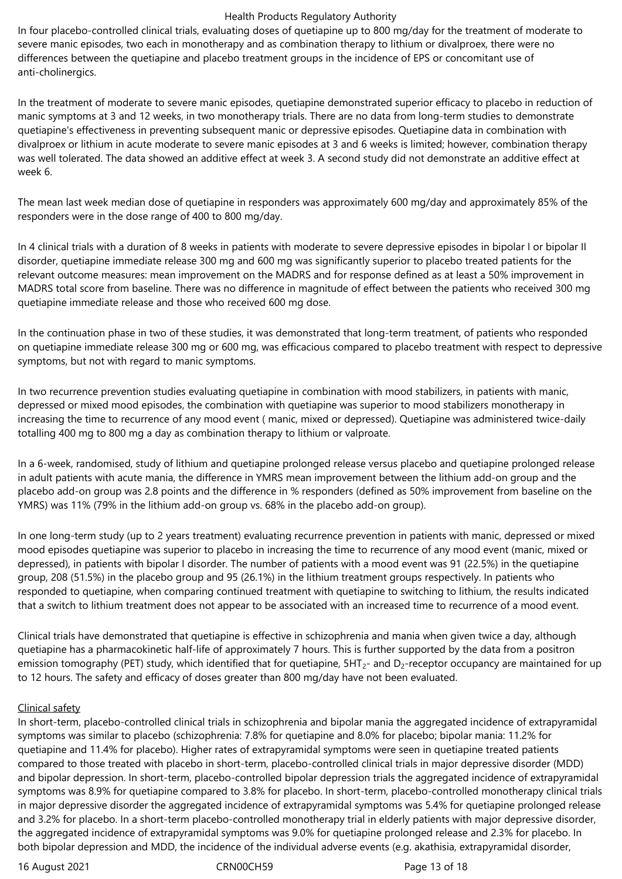In four placebo-controlled clinical trials, evaluating doses of quetiapine up to 800 mg/day for the treatment of moderate to severe manic episodes, two each in monotherapy and as combination therapy to lithium or divalproex, there were no differences between the quetiapine and placebo treatment groups in the incidence of EPS or concomitant use of anti-cholinergics.

In the treatment of moderate to severe manic episodes, quetiapine demonstrated superior efficacy to placebo in reduction of manic symptoms at 3 and 12 weeks, in two monotherapy trials. There are no data from long-term studies to demonstrate quetiapine's effectiveness in preventing subsequent manic or depressive episodes. Quetiapine data in combination with divalproex or lithium in acute moderate to severe manic episodes at 3 and 6 weeks is limited; however, combination therapy was well tolerated. The data showed an additive effect at week 3. A second study did not demonstrate an additive effect at week 6.

The mean last week median dose of quetiapine in responders was approximately 600 mg/day and approximately 85% of the responders were in the dose range of 400 to 800 mg/day.

In 4 clinical trials with a duration of 8 weeks in patients with moderate to severe depressive episodes in bipolar I or bipolar II disorder, quetiapine immediate release 300 mg and 600 mg was significantly superior to placebo treated patients for the relevant outcome measures: mean improvement on the MADRS and for response defined as at least a 50% improvement in MADRS total score from baseline. There was no difference in magnitude of effect between the patients who received 300 mg quetiapine immediate release and those who received 600 mg dose.

In the continuation phase in two of these studies, it was demonstrated that long-term treatment, of patients who responded on quetiapine immediate release 300 mg or 600 mg, was efficacious compared to placebo treatment with respect to depressive symptoms, but not with regard to manic symptoms.

In two recurrence prevention studies evaluating quetiapine in combination with mood stabilizers, in patients with manic, depressed or mixed mood episodes, the combination with quetiapine was superior to mood stabilizers monotherapy in increasing the time to recurrence of any mood event ( manic, mixed or depressed). Quetiapine was administered twice-daily totalling 400 mg to 800 mg a day as combination therapy to lithium or valproate.

In a 6-week, randomised, study of lithium and quetiapine prolonged release versus placebo and quetiapine prolonged release in adult patients with acute mania, the difference in YMRS mean improvement between the lithium add-on group and the placebo add-on group was 2.8 points and the difference in % responders (defined as 50% improvement from baseline on the YMRS) was 11% (79% in the lithium add-on group vs. 68% in the placebo add-on group).

In one long-term study (up to 2 years treatment) evaluating recurrence prevention in patients with manic, depressed or mixed mood episodes quetiapine was superior to placebo in increasing the time to recurrence of any mood event (manic, mixed or depressed), in patients with bipolar I disorder. The number of patients with a mood event was 91 (22.5%) in the quetiapine group, 208 (51.5%) in the placebo group and 95 (26.1%) in the lithium treatment groups respectively. In patients who responded to quetiapine, when comparing continued treatment with quetiapine to switching to lithium, the results indicated that a switch to lithium treatment does not appear to be associated with an increased time to recurrence of a mood event.

Clinical trials have demonstrated that quetiapine is effective in schizophrenia and mania when given twice a day, although quetiapine has a pharmacokinetic half-life of approximately 7 hours. This is further supported by the data from a positron emission tomography (PET) study, which identified that for quetiapine, $5HT_2$- and $D_2$-receptor occupancy are maintained for up to 12 hours. The safety and efficacy of doses greater than 800 mg/day have not been evaluated.

Clinical safety

In short-term, placebo-controlled clinical trials in schizophrenia and bipolar mania the aggregated incidence of extrapyramidal symptoms was similar to placebo (schizophrenia: 7.8% for quetiapine and 8.0% for placebo; bipolar mania: 11.2% for quetiapine and 11.4% for placebo). Higher rates of extrapyramidal symptoms were seen in quetiapine treated patients compared to those treated with placebo in short-term, placebo-controlled clinical trials in major depressive disorder (MDD) and bipolar depression. In short-term, placebo-controlled bipolar depression trials the aggregated incidence of extrapyramidal symptoms was 8.9% for quetiapine compared to 3.8% for placebo. In short-term, placebo-controlled monotherapy clinical trials in major depressive disorder the aggregated incidence of extrapyramidal symptoms was 5.4% for quetiapine prolonged release and 3.2% for placebo. In a short-term placebo-controlled monotherapy trial in elderly patients with major depressive disorder, the aggregated incidence of extrapyramidal symptoms was 9.0% for quetiapine prolonged release and 2.3% for placebo. In both bipolar depression and MDD, the incidence of the individual adverse events (e.g. akathisia, extrapyramidal disorder,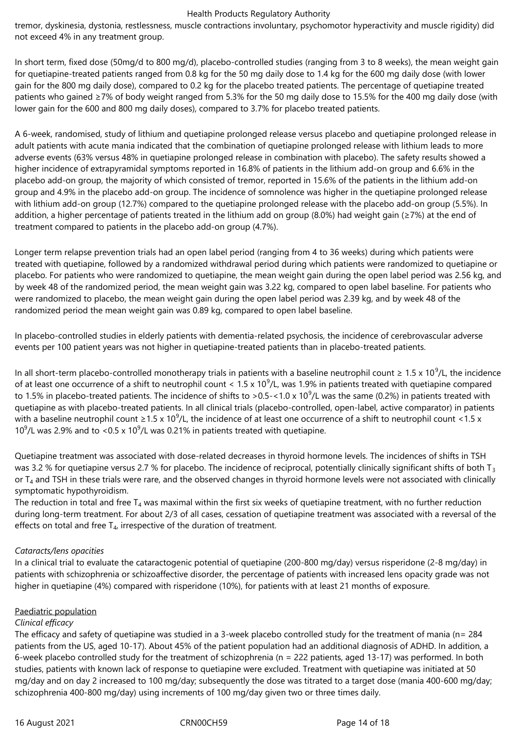tremor, dyskinesia, dystonia, restlessness, muscle contractions involuntary, psychomotor hyperactivity and muscle rigidity) did not exceed 4% in any treatment group.

In short term, fixed dose (50mg/d to 800 mg/d), placebo-controlled studies (ranging from 3 to 8 weeks), the mean weight gain for quetiapine-treated patients ranged from 0.8 kg for the 50 mg daily dose to 1.4 kg for the 600 mg daily dose (with lower gain for the 800 mg daily dose), compared to 0.2 kg for the placebo treated patients. The percentage of quetiapine treated patients who gained ≥7% of body weight ranged from 5.3% for the 50 mg daily dose to 15.5% for the 400 mg daily dose (with lower gain for the 600 and 800 mg daily doses), compared to 3.7% for placebo treated patients.

A 6-week, randomised, study of lithium and quetiapine prolonged release versus placebo and quetiapine prolonged release in adult patients with acute mania indicated that the combination of quetiapine prolonged release with lithium leads to more adverse events (63% versus 48% in quetiapine prolonged release in combination with placebo). The safety results showed a higher incidence of extrapyramidal symptoms reported in 16.8% of patients in the lithium add-on group and 6.6% in the placebo add-on group, the majority of which consisted of tremor, reported in 15.6% of the patients in the lithium add-on group and 4.9% in the placebo add-on group. The incidence of somnolence was higher in the quetiapine prolonged release with lithium add-on group (12.7%) compared to the quetiapine prolonged release with the placebo add-on group (5.5%). In addition, a higher percentage of patients treated in the lithium add on group (8.0%) had weight gain (≥7%) at the end of treatment compared to patients in the placebo add-on group (4.7%).

Longer term relapse prevention trials had an open label period (ranging from 4 to 36 weeks) during which patients were treated with quetiapine, followed by a randomized withdrawal period during which patients were randomized to quetiapine or placebo. For patients who were randomized to quetiapine, the mean weight gain during the open label period was 2.56 kg, and by week 48 of the randomized period, the mean weight gain was 3.22 kg, compared to open label baseline. For patients who were randomized to placebo, the mean weight gain during the open label period was 2.39 kg, and by week 48 of the randomized period the mean weight gain was 0.89 kg, compared to open label baseline.

In placebo-controlled studies in elderly patients with dementia-related psychosis, the incidence of cerebrovascular adverse events per 100 patient years was not higher in quetiapine-treated patients than in placebo-treated patients.

In all short-term placebo-controlled monotherapy trials in patients with a baseline neutrophil count ≥ $1.5 \times 10^9$/L, the incidence of at least one occurrence of a shift to neutrophil count < $1.5 \times 10^9$/L, was 1.9% in patients treated with quetiapine compared to 1.5% in placebo-treated patients. The incidence of shifts to >0.5-<$1.0 \times 10^9$/L was the same (0.2%) in patients treated with quetiapine as with placebo-treated patients. In all clinical trials (placebo-controlled, open-label, active comparator) in patients with a baseline neutrophil count ≥$1.5 \times 10^9$/L, the incidence of at least one occurrence of a shift to neutrophil count <$1.5 \times 10^9$/L was 2.9% and to <$0.5 \times 10^9$/L was 0.21% in patients treated with quetiapine.

Quetiapine treatment was associated with dose-related decreases in thyroid hormone levels. The incidences of shifts in TSH was 3.2 % for quetiapine versus 2.7 % for placebo. The incidence of reciprocal, potentially clinically significant shifts of both $T_3$ or $T_4$ and TSH in these trials were rare, and the observed changes in thyroid hormone levels were not associated with clinically symptomatic hypothyroidism.
The reduction in total and free $T_4$ was maximal within the first six weeks of quetiapine treatment, with no further reduction during long-term treatment. For about 2/3 of all cases, cessation of quetiapine treatment was associated with a reversal of the effects on total and free $T_4$, irrespective of the duration of treatment.

*Cataracts/lens opacities*
In a clinical trial to evaluate the cataractogenic potential of quetiapine (200-800 mg/day) versus risperidone (2-8 mg/day) in patients with schizophrenia or schizoaffective disorder, the percentage of patients with increased lens opacity grade was not higher in quetiapine (4%) compared with risperidone (10%), for patients with at least 21 months of exposure.

Paediatric population
*Clinical efficacy*
The efficacy and safety of quetiapine was studied in a 3-week placebo controlled study for the treatment of mania (n= 284 patients from the US, aged 10-17). About 45% of the patient population had an additional diagnosis of ADHD. In addition, a 6-week placebo controlled study for the treatment of schizophrenia (n = 222 patients, aged 13-17) was performed. In both studies, patients with known lack of response to quetiapine were excluded. Treatment with quetiapine was initiated at 50 mg/day and on day 2 increased to 100 mg/day; subsequently the dose was titrated to a target dose (mania 400-600 mg/day; schizophrenia 400-800 mg/day) using increments of 100 mg/day given two or three times daily.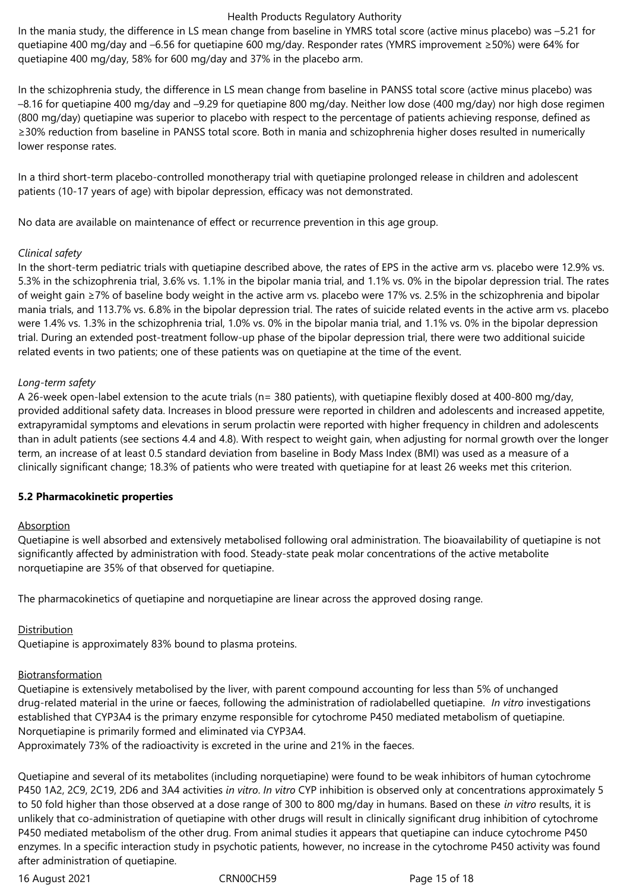In the mania study, the difference in LS mean change from baseline in YMRS total score (active minus placebo) was –5.21 for quetiapine 400 mg/day and –6.56 for quetiapine 600 mg/day. Responder rates (YMRS improvement ≥50%) were 64% for quetiapine 400 mg/day, 58% for 600 mg/day and 37% in the placebo arm.

In the schizophrenia study, the difference in LS mean change from baseline in PANSS total score (active minus placebo) was –8.16 for quetiapine 400 mg/day and –9.29 for quetiapine 800 mg/day. Neither low dose (400 mg/day) nor high dose regimen (800 mg/day) quetiapine was superior to placebo with respect to the percentage of patients achieving response, defined as ≥30% reduction from baseline in PANSS total score. Both in mania and schizophrenia higher doses resulted in numerically lower response rates.

In a third short-term placebo-controlled monotherapy trial with quetiapine prolonged release in children and adolescent patients (10-17 years of age) with bipolar depression, efficacy was not demonstrated.

No data are available on maintenance of effect or recurrence prevention in this age group.

*Clinical safety*

In the short-term pediatric trials with quetiapine described above, the rates of EPS in the active arm vs. placebo were 12.9% vs. 5.3% in the schizophrenia trial, 3.6% vs. 1.1% in the bipolar mania trial, and 1.1% vs. 0% in the bipolar depression trial. The rates of weight gain ≥7% of baseline body weight in the active arm vs. placebo were 17% vs. 2.5% in the schizophrenia and bipolar mania trials, and 113.7% vs. 6.8% in the bipolar depression trial. The rates of suicide related events in the active arm vs. placebo were 1.4% vs. 1.3% in the schizophrenia trial, 1.0% vs. 0% in the bipolar mania trial, and 1.1% vs. 0% in the bipolar depression trial. During an extended post-treatment follow-up phase of the bipolar depression trial, there were two additional suicide related events in two patients; one of these patients was on quetiapine at the time of the event.

*Long-term safety*

A 26-week open-label extension to the acute trials (n= 380 patients), with quetiapine flexibly dosed at 400-800 mg/day, provided additional safety data. Increases in blood pressure were reported in children and adolescents and increased appetite, extrapyramidal symptoms and elevations in serum prolactin were reported with higher frequency in children and adolescents than in adult patients (see sections 4.4 and 4.8). With respect to weight gain, when adjusting for normal growth over the longer term, an increase of at least 0.5 standard deviation from baseline in Body Mass Index (BMI) was used as a measure of a clinically significant change; 18.3% of patients who were treated with quetiapine for at least 26 weeks met this criterion.

## 5.2 Pharmacokinetic properties

Absorption

Quetiapine is well absorbed and extensively metabolised following oral administration. The bioavailability of quetiapine is not significantly affected by administration with food. Steady-state peak molar concentrations of the active metabolite norquetiapine are 35% of that observed for quetiapine.

The pharmacokinetics of quetiapine and norquetiapine are linear across the approved dosing range.

Distribution

Quetiapine is approximately 83% bound to plasma proteins.

Biotransformation

Quetiapine is extensively metabolised by the liver, with parent compound accounting for less than 5% of unchanged drug-related material in the urine or faeces, following the administration of radiolabelled quetiapine. *In vitro* investigations established that CYP3A4 is the primary enzyme responsible for cytochrome P450 mediated metabolism of quetiapine. Norquetiapine is primarily formed and eliminated via CYP3A4.
Approximately 73% of the radioactivity is excreted in the urine and 21% in the faeces.

Quetiapine and several of its metabolites (including norquetiapine) were found to be weak inhibitors of human cytochrome P450 1A2, 2C9, 2C19, 2D6 and 3A4 activities *in vitro*. *In vitro* CYP inhibition is observed only at concentrations approximately 5 to 50 fold higher than those observed at a dose range of 300 to 800 mg/day in humans. Based on these *in vitro* results, it is unlikely that co-administration of quetiapine with other drugs will result in clinically significant drug inhibition of cytochrome P450 mediated metabolism of the other drug. From animal studies it appears that quetiapine can induce cytochrome P450 enzymes. In a specific interaction study in psychotic patients, however, no increase in the cytochrome P450 activity was found after administration of quetiapine.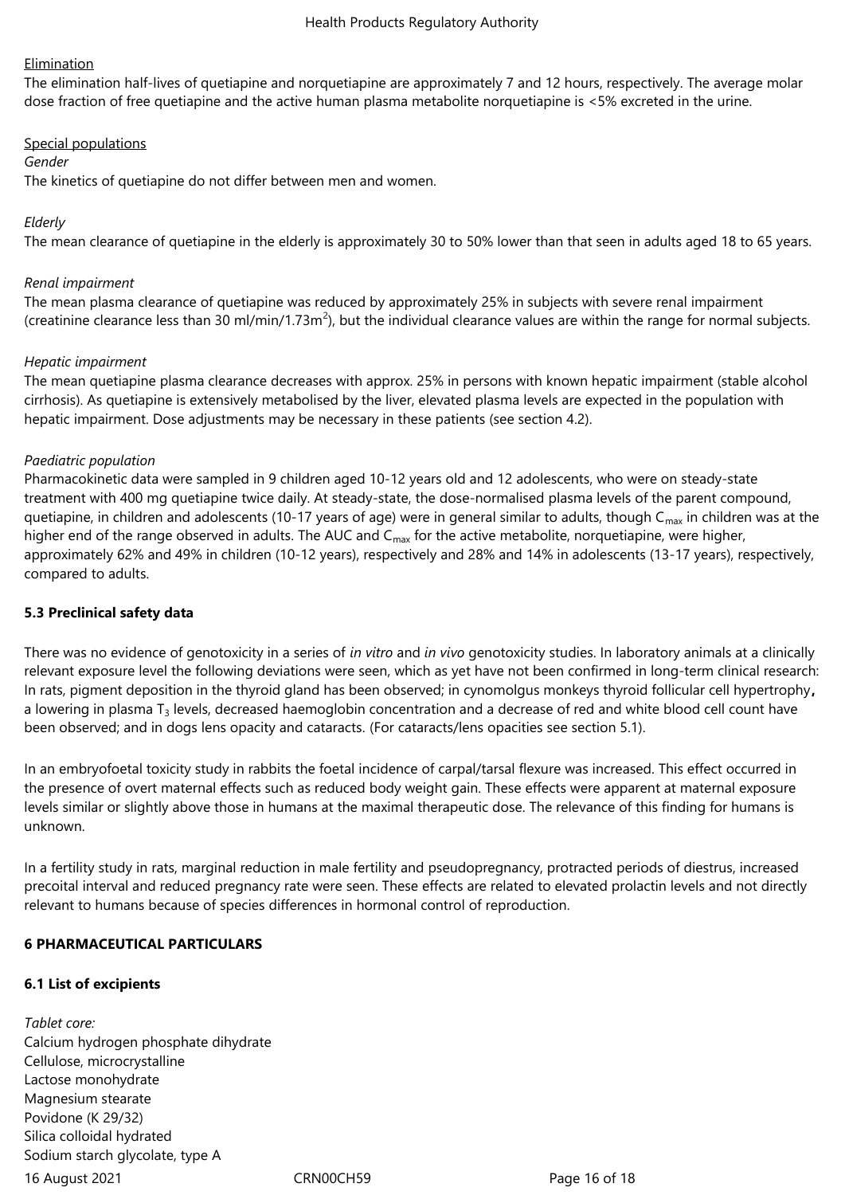Elimination

The elimination half-lives of quetiapine and norquetiapine are approximately 7 and 12 hours, respectively. The average molar dose fraction of free quetiapine and the active human plasma metabolite norquetiapine is <5% excreted in the urine.

Special populations

*Gender*

The kinetics of quetiapine do not differ between men and women.

*Elderly*

The mean clearance of quetiapine in the elderly is approximately 30 to 50% lower than that seen in adults aged 18 to 65 years.

*Renal impairment*

The mean plasma clearance of quetiapine was reduced by approximately 25% in subjects with severe renal impairment (creatinine clearance less than 30 ml/min/1.73m$^2$), but the individual clearance values are within the range for normal subjects.

*Hepatic impairment*

The mean quetiapine plasma clearance decreases with approx. 25% in persons with known hepatic impairment (stable alcohol cirrhosis). As quetiapine is extensively metabolised by the liver, elevated plasma levels are expected in the population with hepatic impairment. Dose adjustments may be necessary in these patients (see section 4.2).

*Paediatric population*

Pharmacokinetic data were sampled in 9 children aged 10-12 years old and 12 adolescents, who were on steady-state treatment with 400 mg quetiapine twice daily. At steady-state, the dose-normalised plasma levels of the parent compound, quetiapine, in children and adolescents (10-17 years of age) were in general similar to adults, though $C_{max}$ in children was at the higher end of the range observed in adults. The AUC and $C_{max}$ for the active metabolite, norquetiapine, were higher, approximately 62% and 49% in children (10-12 years), respectively and 28% and 14% in adolescents (13-17 years), respectively, compared to adults.

## 5.3 Preclinical safety data

There was no evidence of genotoxicity in a series of *in vitro* and *in vivo* genotoxicity studies. In laboratory animals at a clinically relevant exposure level the following deviations were seen, which as yet have not been confirmed in long-term clinical research: In rats, pigment deposition in the thyroid gland has been observed; in cynomolgus monkeys thyroid follicular cell hypertrophy, a lowering in plasma $T_3$ levels, decreased haemoglobin concentration and a decrease of red and white blood cell count have been observed; and in dogs lens opacity and cataracts. (For cataracts/lens opacities see section 5.1).

In an embryofoetal toxicity study in rabbits the foetal incidence of carpal/tarsal flexure was increased. This effect occurred in the presence of overt maternal effects such as reduced body weight gain. These effects were apparent at maternal exposure levels similar or slightly above those in humans at the maximal therapeutic dose. The relevance of this finding for humans is unknown.

In a fertility study in rats, marginal reduction in male fertility and pseudopregnancy, protracted periods of diestrus, increased precoital interval and reduced pregnancy rate were seen. These effects are related to elevated prolactin levels and not directly relevant to humans because of species differences in hormonal control of reproduction.

# 6 PHARMACEUTICAL PARTICULARS

## 6.1 List of excipients

*Tablet core:*

Calcium hydrogen phosphate dihydrate
Cellulose, microcrystalline
Lactose monohydrate
Magnesium stearate
Povidone (K 29/32)
Silica colloidal hydrated
Sodium starch glycolate, type A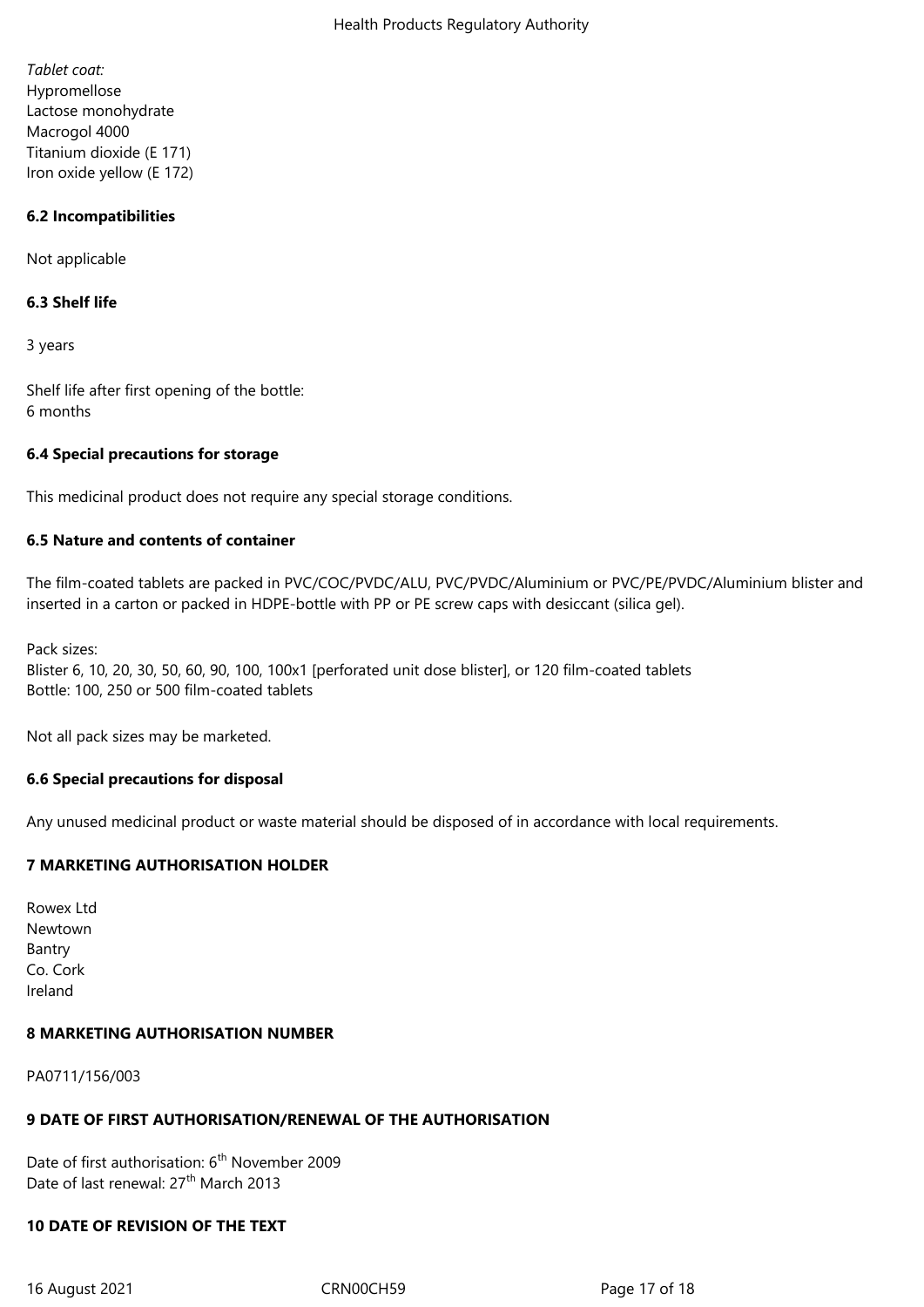*Tablet coat:*
Hypromellose
Lactose monohydrate
Macrogol 4000
Titanium dioxide (E 171)
Iron oxide yellow (E 172)

### 6.2 Incompatibilities

Not applicable

### 6.3 Shelf life

3 years

Shelf life after first opening of the bottle:
6 months

### 6.4 Special precautions for storage

This medicinal product does not require any special storage conditions.

### 6.5 Nature and contents of container

The film-coated tablets are packed in PVC/COC/PVDC/ALU, PVC/PVDC/Aluminium or PVC/PE/PVDC/Aluminium blister and inserted in a carton or packed in HDPE-bottle with PP or PE screw caps with desiccant (silica gel).

Pack sizes:
Blister 6, 10, 20, 30, 50, 60, 90, 100, 100x1 [perforated unit dose blister], or 120 film-coated tablets
Bottle: 100, 250 or 500 film-coated tablets

Not all pack sizes may be marketed.

### 6.6 Special precautions for disposal

Any unused medicinal product or waste material should be disposed of in accordance with local requirements.

## 7 MARKETING AUTHORISATION HOLDER

Rowex Ltd
Newtown
Bantry
Co. Cork
Ireland

## 8 MARKETING AUTHORISATION NUMBER

PA0711/156/003

## 9 DATE OF FIRST AUTHORISATION/RENEWAL OF THE AUTHORISATION

Date of first authorisation: 6th November 2009
Date of last renewal: 27th March 2013

## 10 DATE OF REVISION OF THE TEXT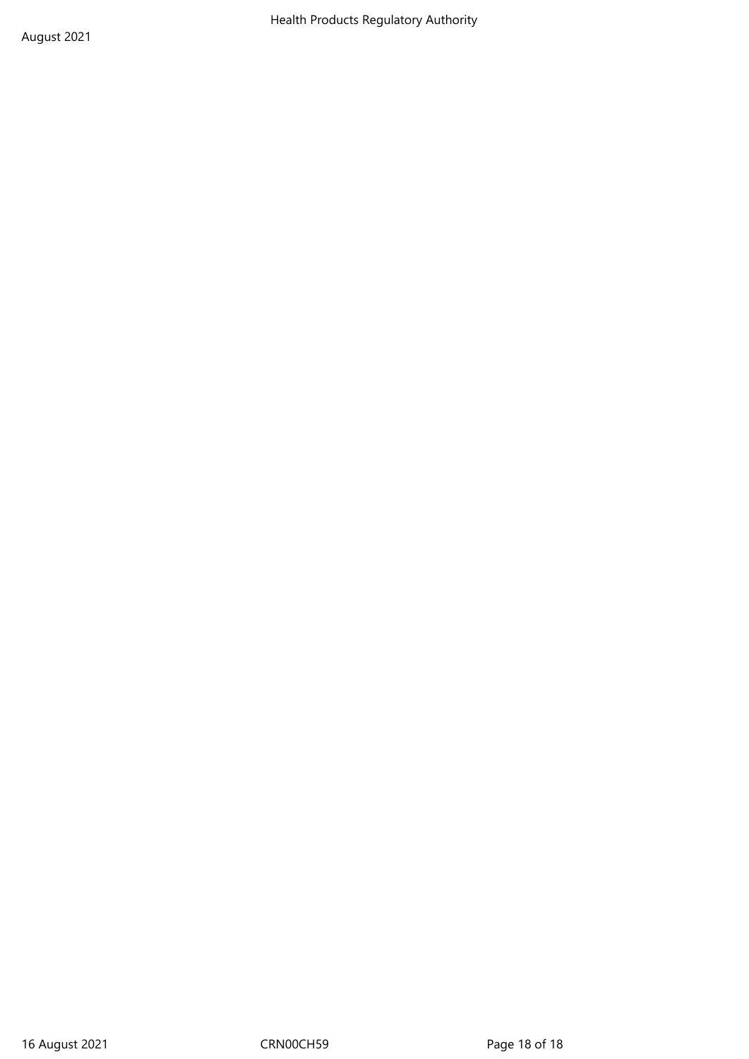August 2021